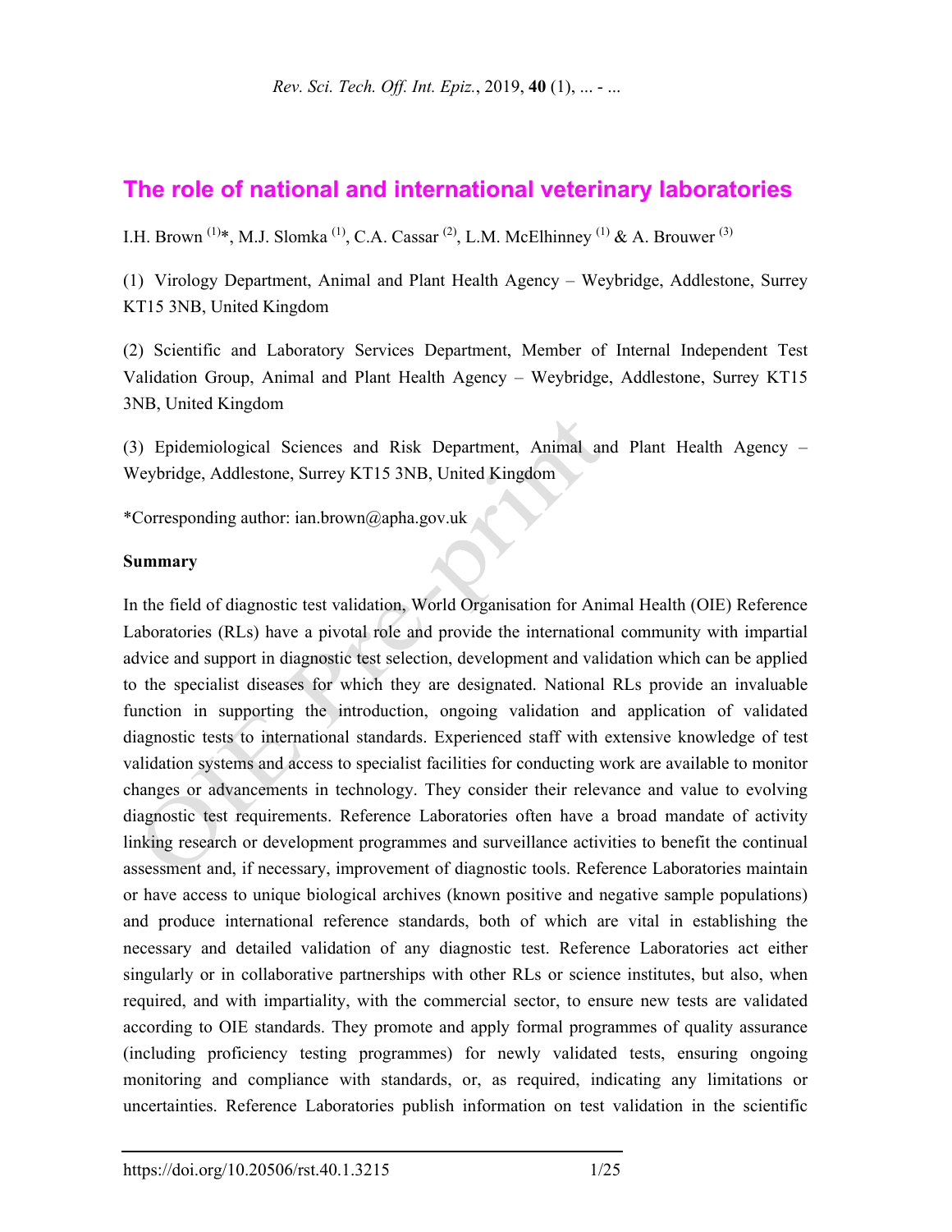# The role of national and international veterinary laboratories

I.H. Brown [(1)]*, M.J. Slomka [(1)], C.A. Cassar [(2)], L.M. McElhinney [(1)] & A. Brouwer [(3)]

(1) Virology Department, Animal and Plant Health Agency – Weybridge, Addlestone, Surrey KT15 3NB, United Kingdom

(2) Scientific and Laboratory Services Department, Member of Internal Independent Test Validation Group, Animal and Plant Health Agency – Weybridge, Addlestone, Surrey KT15 3NB, United Kingdom

(3) Epidemiological Sciences and Risk Department, Animal and Plant Health Agency – Weybridge, Addlestone, Surrey KT15 3NB, United Kingdom

*Corresponding author: ian.brown@apha.gov.uk

**Summary**

In the field of diagnostic test validation, World Organisation for Animal Health (OIE) Reference Laboratories (RLs) have a pivotal role and provide the international community with impartial advice and support in diagnostic test selection, development and validation which can be applied to the specialist diseases for which they are designated. National RLs provide an invaluable function in supporting the introduction, ongoing validation and application of validated diagnostic tests to international standards. Experienced staff with extensive knowledge of test validation systems and access to specialist facilities for conducting work are available to monitor changes or advancements in technology. They consider their relevance and value to evolving diagnostic test requirements. Reference Laboratories often have a broad mandate of activity linking research or development programmes and surveillance activities to benefit the continual assessment and, if necessary, improvement of diagnostic tools. Reference Laboratories maintain or have access to unique biological archives (known positive and negative sample populations) and produce international reference standards, both of which are vital in establishing the necessary and detailed validation of any diagnostic test. Reference Laboratories act either singularly or in collaborative partnerships with other RLs or science institutes, but also, when required, and with impartiality, with the commercial sector, to ensure new tests are validated according to OIE standards. They promote and apply formal programmes of quality assurance (including proficiency testing programmes) for newly validated tests, ensuring ongoing monitoring and compliance with standards, or, as required, indicating any limitations or uncertainties. Reference Laboratories publish information on test validation in the scientific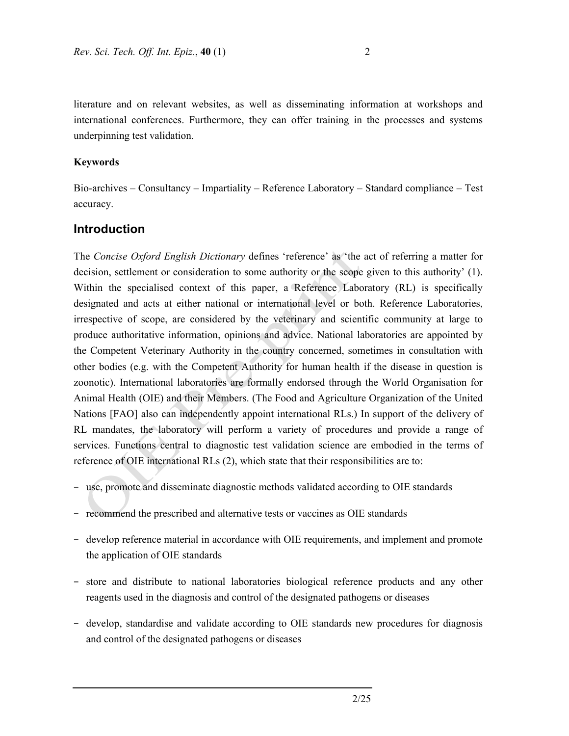literature and on relevant websites, as well as disseminating information at workshops and international conferences. Furthermore, they can offer training in the processes and systems underpinning test validation.

**Keywords**

Bio-archives – Consultancy – Impartiality – Reference Laboratory – Standard compliance – Test accuracy.

## Introduction

The *Concise Oxford English Dictionary* defines 'reference' as 'the act of referring a matter for decision, settlement or consideration to some authority or the scope given to this authority' (1). Within the specialised context of this paper, a Reference Laboratory (RL) is specifically designated and acts at either national or international level or both. Reference Laboratories, irrespective of scope, are considered by the veterinary and scientific community at large to produce authoritative information, opinions and advice. National laboratories are appointed by the Competent Veterinary Authority in the country concerned, sometimes in consultation with other bodies (e.g. with the Competent Authority for human health if the disease in question is zoonotic). International laboratories are formally endorsed through the World Organisation for Animal Health (OIE) and their Members. (The Food and Agriculture Organization of the United Nations [FAO] also can independently appoint international RLs.) In support of the delivery of RL mandates, the laboratory will perform a variety of procedures and provide a range of services. Functions central to diagnostic test validation science are embodied in the terms of reference of OIE international RLs (2), which state that their responsibilities are to:

- use, promote and disseminate diagnostic methods validated according to OIE standards
- recommend the prescribed and alternative tests or vaccines as OIE standards
- develop reference material in accordance with OIE requirements, and implement and promote the application of OIE standards
- store and distribute to national laboratories biological reference products and any other reagents used in the diagnosis and control of the designated pathogens or diseases
- develop, standardise and validate according to OIE standards new procedures for diagnosis and control of the designated pathogens or diseases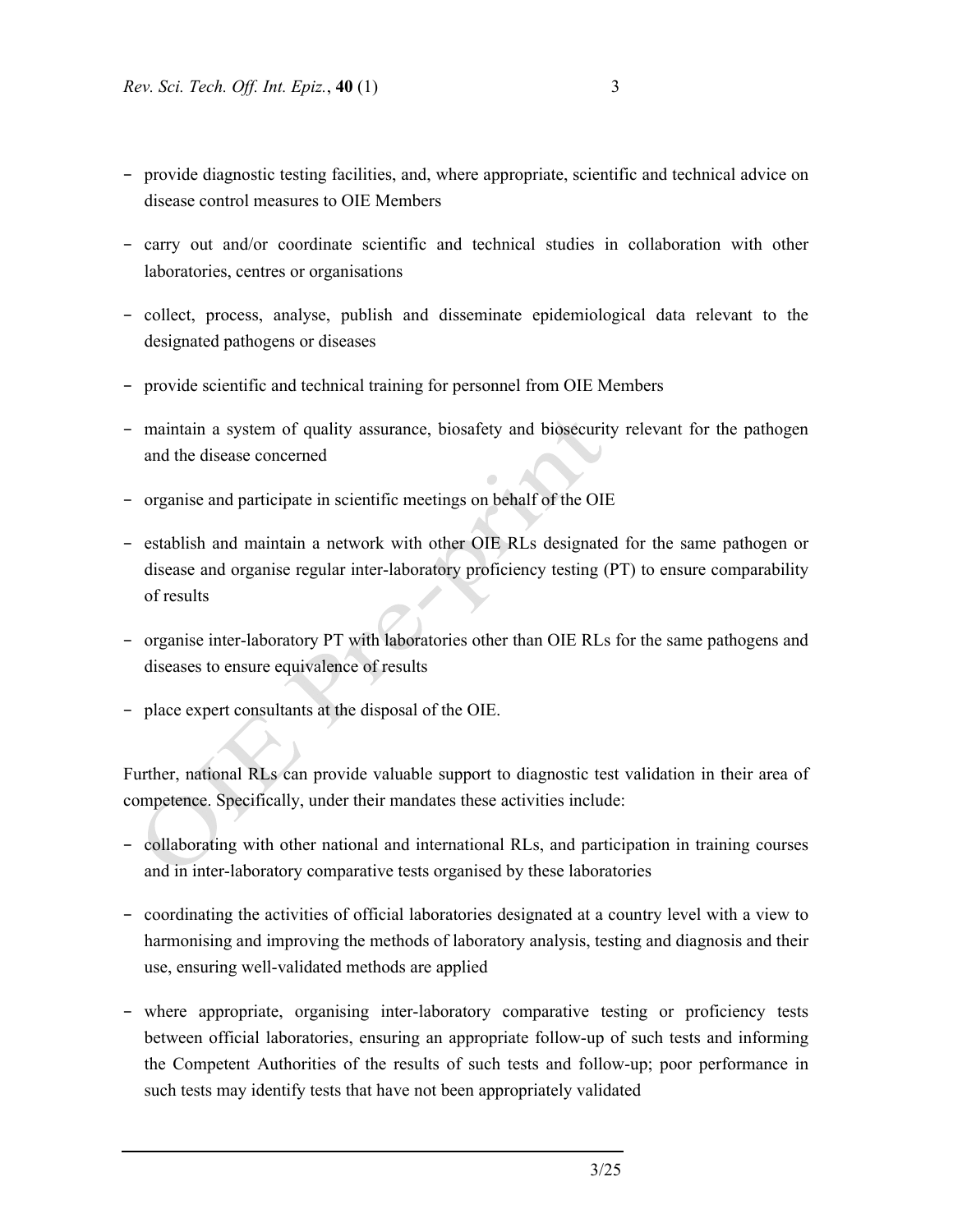- provide diagnostic testing facilities, and, where appropriate, scientific and technical advice on disease control measures to OIE Members
- carry out and/or coordinate scientific and technical studies in collaboration with other laboratories, centres or organisations
- collect, process, analyse, publish and disseminate epidemiological data relevant to the designated pathogens or diseases
- provide scientific and technical training for personnel from OIE Members
- maintain a system of quality assurance, biosafety and biosecurity relevant for the pathogen and the disease concerned
- organise and participate in scientific meetings on behalf of the OIE
- establish and maintain a network with other OIE RLs designated for the same pathogen or disease and organise regular inter-laboratory proficiency testing (PT) to ensure comparability of results
- organise inter-laboratory PT with laboratories other than OIE RLs for the same pathogens and diseases to ensure equivalence of results
- place expert consultants at the disposal of the OIE.

Further, national RLs can provide valuable support to diagnostic test validation in their area of competence. Specifically, under their mandates these activities include:

- collaborating with other national and international RLs, and participation in training courses and in inter-laboratory comparative tests organised by these laboratories
- coordinating the activities of official laboratories designated at a country level with a view to harmonising and improving the methods of laboratory analysis, testing and diagnosis and their use, ensuring well-validated methods are applied
- where appropriate, organising inter-laboratory comparative testing or proficiency tests between official laboratories, ensuring an appropriate follow-up of such tests and informing the Competent Authorities of the results of such tests and follow-up; poor performance in such tests may identify tests that have not been appropriately validated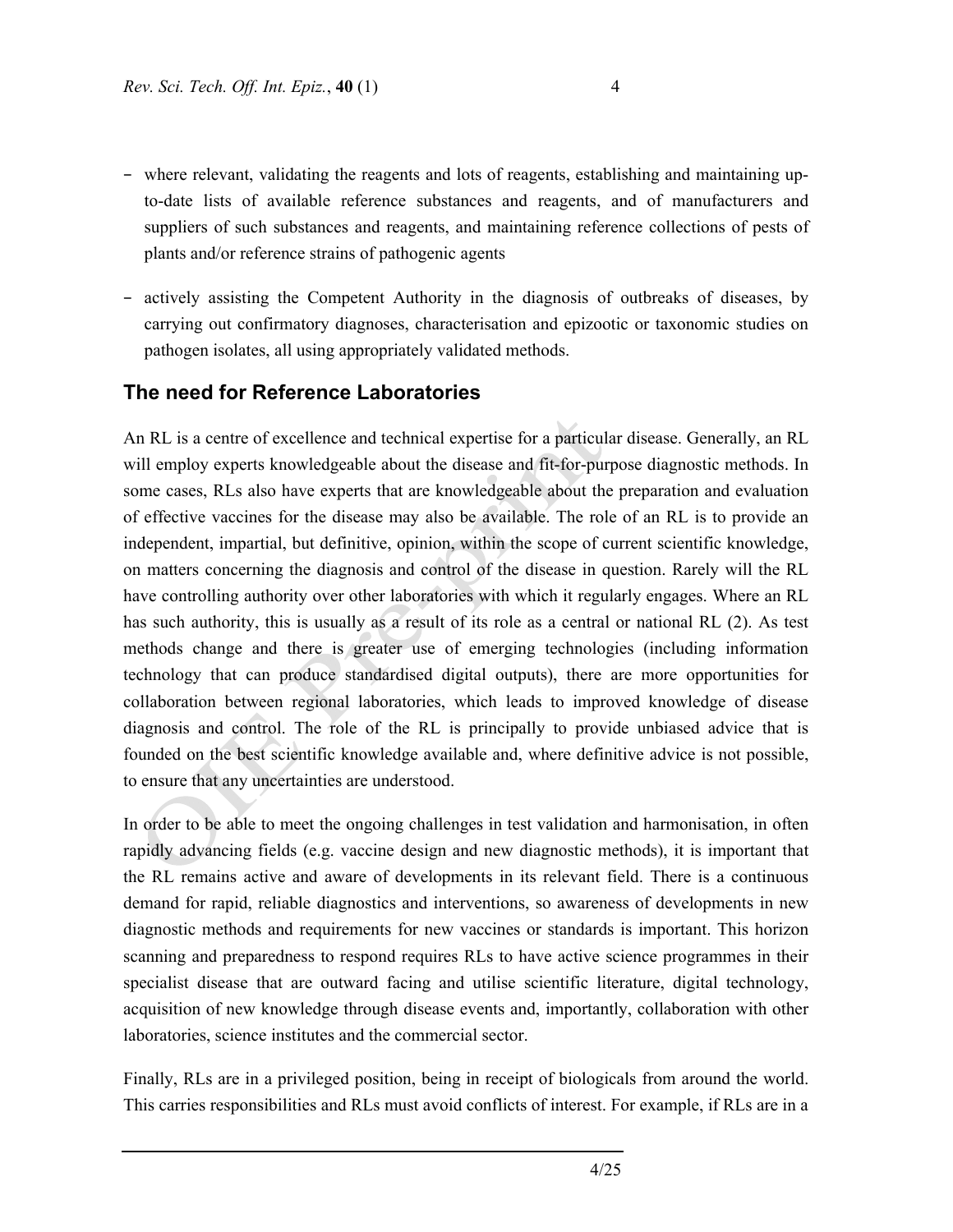- where relevant, validating the reagents and lots of reagents, establishing and maintaining up-to-date lists of available reference substances and reagents, and of manufacturers and suppliers of such substances and reagents, and maintaining reference collections of pests of plants and/or reference strains of pathogenic agents
- actively assisting the Competent Authority in the diagnosis of outbreaks of diseases, by carrying out confirmatory diagnoses, characterisation and epizootic or taxonomic studies on pathogen isolates, all using appropriately validated methods.

## The need for Reference Laboratories

An RL is a centre of excellence and technical expertise for a particular disease. Generally, an RL will employ experts knowledgeable about the disease and fit-for-purpose diagnostic methods. In some cases, RLs also have experts that are knowledgeable about the preparation and evaluation of effective vaccines for the disease may also be available. The role of an RL is to provide an independent, impartial, but definitive, opinion, within the scope of current scientific knowledge, on matters concerning the diagnosis and control of the disease in question. Rarely will the RL have controlling authority over other laboratories with which it regularly engages. Where an RL has such authority, this is usually as a result of its role as a central or national RL (2). As test methods change and there is greater use of emerging technologies (including information technology that can produce standardised digital outputs), there are more opportunities for collaboration between regional laboratories, which leads to improved knowledge of disease diagnosis and control. The role of the RL is principally to provide unbiased advice that is founded on the best scientific knowledge available and, where definitive advice is not possible, to ensure that any uncertainties are understood.

In order to be able to meet the ongoing challenges in test validation and harmonisation, in often rapidly advancing fields (e.g. vaccine design and new diagnostic methods), it is important that the RL remains active and aware of developments in its relevant field. There is a continuous demand for rapid, reliable diagnostics and interventions, so awareness of developments in new diagnostic methods and requirements for new vaccines or standards is important. This horizon scanning and preparedness to respond requires RLs to have active science programmes in their specialist disease that are outward facing and utilise scientific literature, digital technology, acquisition of new knowledge through disease events and, importantly, collaboration with other laboratories, science institutes and the commercial sector.

Finally, RLs are in a privileged position, being in receipt of biologicals from around the world. This carries responsibilities and RLs must avoid conflicts of interest. For example, if RLs are in a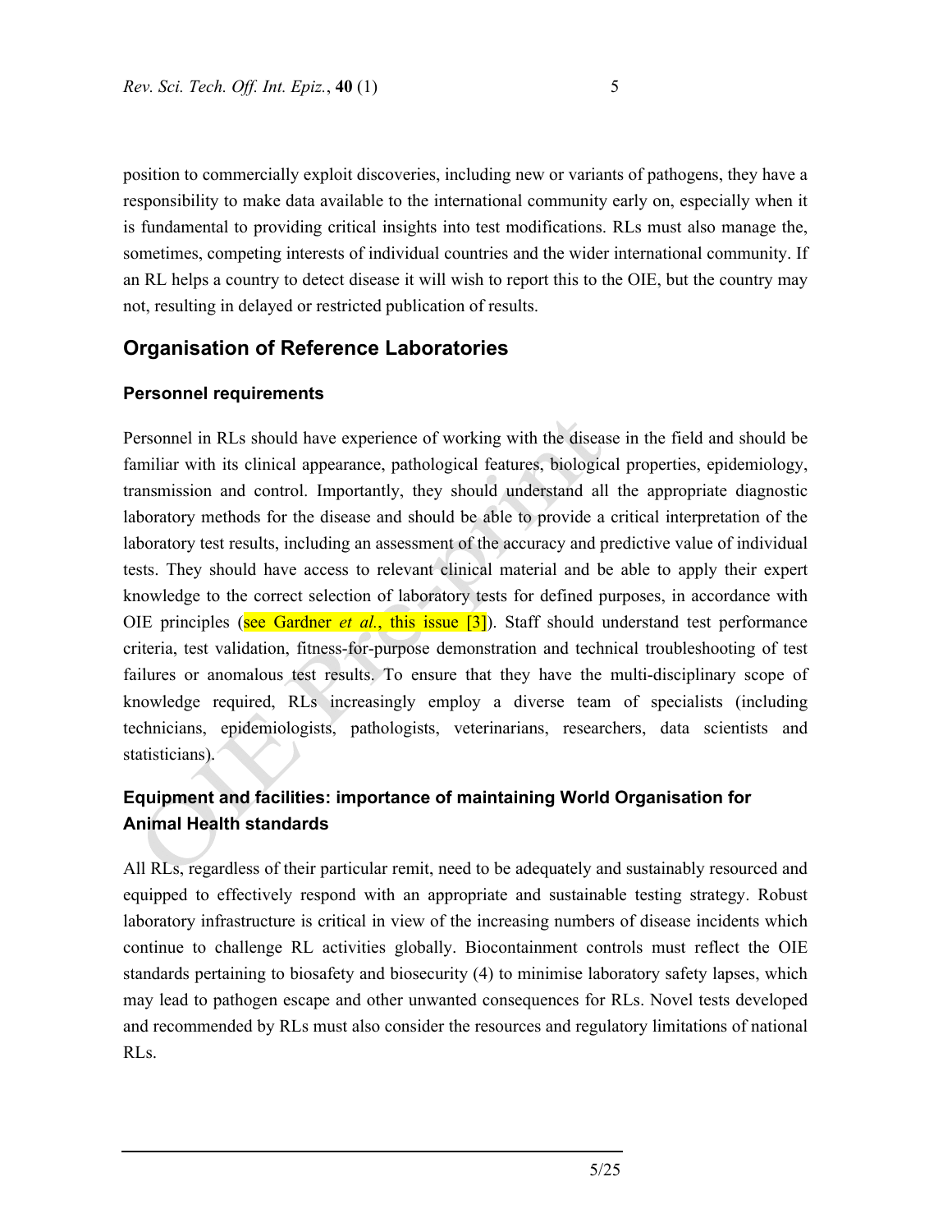position to commercially exploit discoveries, including new or variants of pathogens, they have a responsibility to make data available to the international community early on, especially when it is fundamental to providing critical insights into test modifications. RLs must also manage the, sometimes, competing interests of individual countries and the wider international community. If an RL helps a country to detect disease it will wish to report this to the OIE, but the country may not, resulting in delayed or restricted publication of results.

## Organisation of Reference Laboratories

### Personnel requirements

Personnel in RLs should have experience of working with the disease in the field and should be familiar with its clinical appearance, pathological features, biological properties, epidemiology, transmission and control. Importantly, they should understand all the appropriate diagnostic laboratory methods for the disease and should be able to provide a critical interpretation of the laboratory test results, including an assessment of the accuracy and predictive value of individual tests. They should have access to relevant clinical material and be able to apply their expert knowledge to the correct selection of laboratory tests for defined purposes, in accordance with OIE principles (see Gardner *et al.*, this issue [3]). Staff should understand test performance criteria, test validation, fitness-for-purpose demonstration and technical troubleshooting of test failures or anomalous test results. To ensure that they have the multi-disciplinary scope of knowledge required, RLs increasingly employ a diverse team of specialists (including technicians, epidemiologists, pathologists, veterinarians, researchers, data scientists and statisticians).

### Equipment and facilities: importance of maintaining World Organisation for Animal Health standards

All RLs, regardless of their particular remit, need to be adequately and sustainably resourced and equipped to effectively respond with an appropriate and sustainable testing strategy. Robust laboratory infrastructure is critical in view of the increasing numbers of disease incidents which continue to challenge RL activities globally. Biocontainment controls must reflect the OIE standards pertaining to biosafety and biosecurity (4) to minimise laboratory safety lapses, which may lead to pathogen escape and other unwanted consequences for RLs. Novel tests developed and recommended by RLs must also consider the resources and regulatory limitations of national RLs.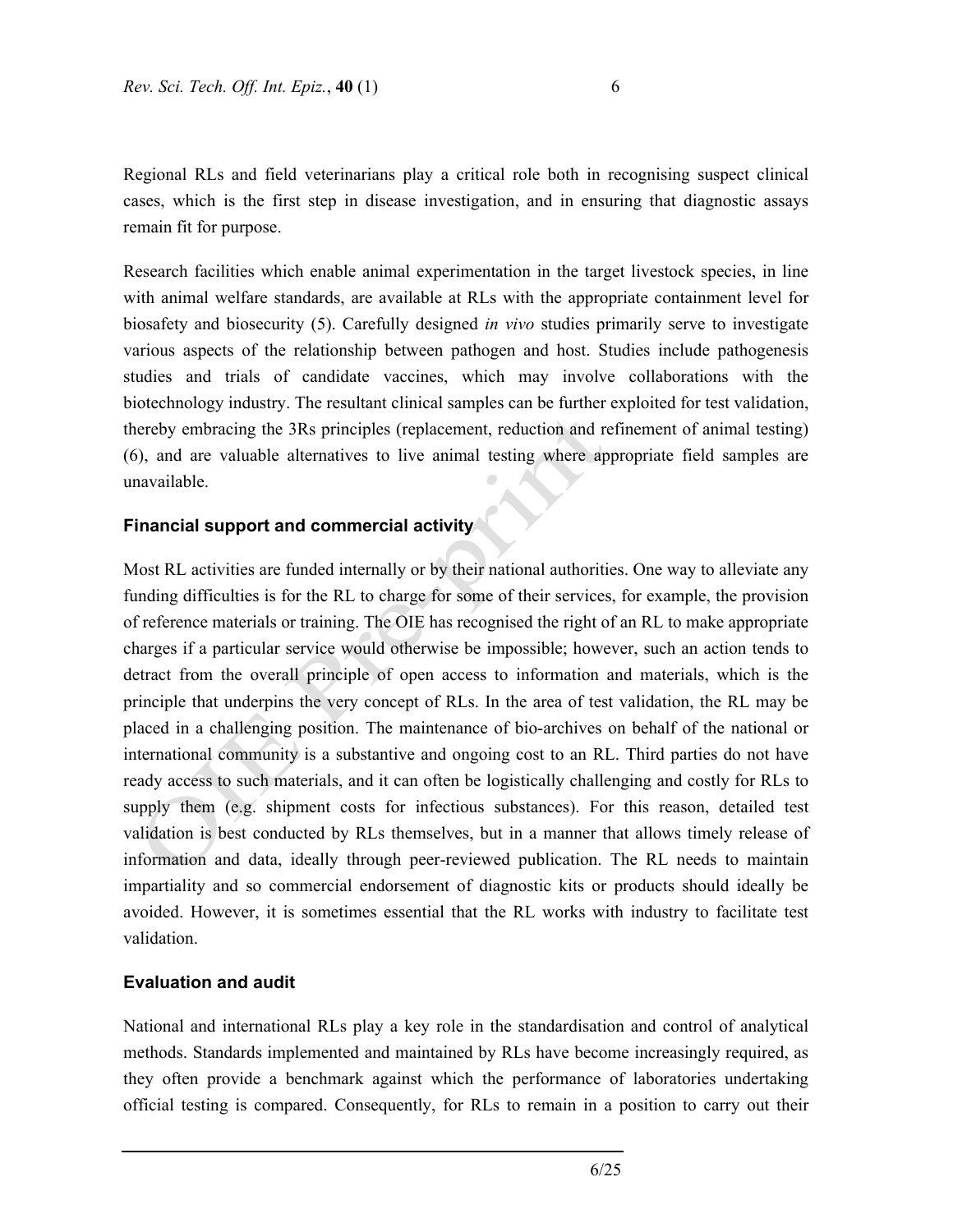Regional RLs and field veterinarians play a critical role both in recognising suspect clinical cases, which is the first step in disease investigation, and in ensuring that diagnostic assays remain fit for purpose.

Research facilities which enable animal experimentation in the target livestock species, in line with animal welfare standards, are available at RLs with the appropriate containment level for biosafety and biosecurity (5). Carefully designed *in vivo* studies primarily serve to investigate various aspects of the relationship between pathogen and host. Studies include pathogenesis studies and trials of candidate vaccines, which may involve collaborations with the biotechnology industry. The resultant clinical samples can be further exploited for test validation, thereby embracing the 3Rs principles (replacement, reduction and refinement of animal testing) (6), and are valuable alternatives to live animal testing where appropriate field samples are unavailable.

### Financial support and commercial activity

Most RL activities are funded internally or by their national authorities. One way to alleviate any funding difficulties is for the RL to charge for some of their services, for example, the provision of reference materials or training. The OIE has recognised the right of an RL to make appropriate charges if a particular service would otherwise be impossible; however, such an action tends to detract from the overall principle of open access to information and materials, which is the principle that underpins the very concept of RLs. In the area of test validation, the RL may be placed in a challenging position. The maintenance of bio-archives on behalf of the national or international community is a substantive and ongoing cost to an RL. Third parties do not have ready access to such materials, and it can often be logistically challenging and costly for RLs to supply them (e.g. shipment costs for infectious substances). For this reason, detailed test validation is best conducted by RLs themselves, but in a manner that allows timely release of information and data, ideally through peer-reviewed publication. The RL needs to maintain impartiality and so commercial endorsement of diagnostic kits or products should ideally be avoided. However, it is sometimes essential that the RL works with industry to facilitate test validation.

### Evaluation and audit

National and international RLs play a key role in the standardisation and control of analytical methods. Standards implemented and maintained by RLs have become increasingly required, as they often provide a benchmark against which the performance of laboratories undertaking official testing is compared. Consequently, for RLs to remain in a position to carry out their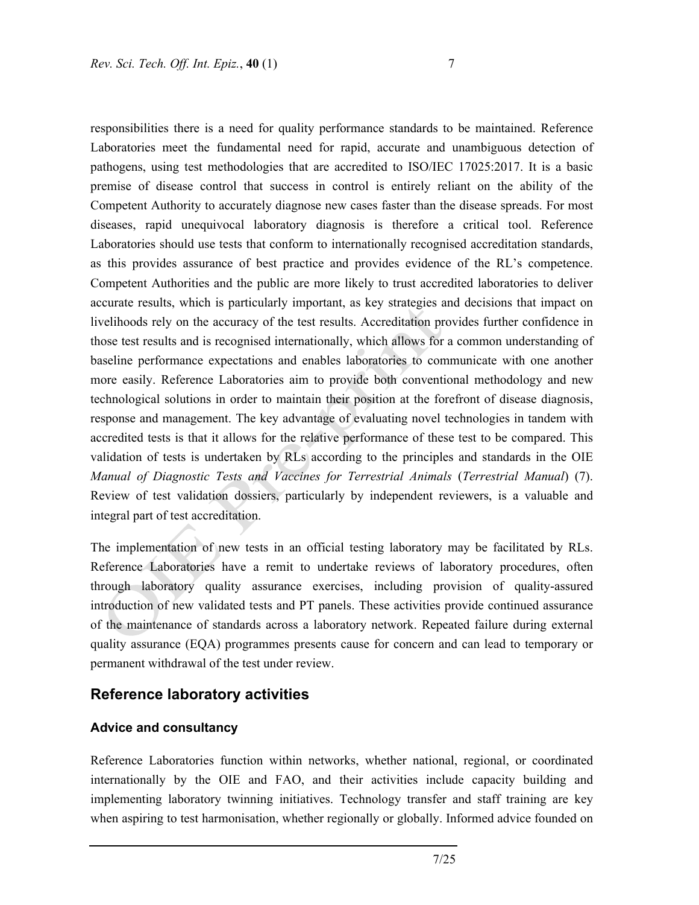responsibilities there is a need for quality performance standards to be maintained. Reference Laboratories meet the fundamental need for rapid, accurate and unambiguous detection of pathogens, using test methodologies that are accredited to ISO/IEC 17025:2017. It is a basic premise of disease control that success in control is entirely reliant on the ability of the Competent Authority to accurately diagnose new cases faster than the disease spreads. For most diseases, rapid unequivocal laboratory diagnosis is therefore a critical tool. Reference Laboratories should use tests that conform to internationally recognised accreditation standards, as this provides assurance of best practice and provides evidence of the RL's competence. Competent Authorities and the public are more likely to trust accredited laboratories to deliver accurate results, which is particularly important, as key strategies and decisions that impact on livelihoods rely on the accuracy of the test results. Accreditation provides further confidence in those test results and is recognised internationally, which allows for a common understanding of baseline performance expectations and enables laboratories to communicate with one another more easily. Reference Laboratories aim to provide both conventional methodology and new technological solutions in order to maintain their position at the forefront of disease diagnosis, response and management. The key advantage of evaluating novel technologies in tandem with accredited tests is that it allows for the relative performance of these test to be compared. This validation of tests is undertaken by RLs according to the principles and standards in the OIE *Manual of Diagnostic Tests and Vaccines for Terrestrial Animals* (*Terrestrial Manual*) (7). Review of test validation dossiers, particularly by independent reviewers, is a valuable and integral part of test accreditation.

The implementation of new tests in an official testing laboratory may be facilitated by RLs. Reference Laboratories have a remit to undertake reviews of laboratory procedures, often through laboratory quality assurance exercises, including provision of quality-assured introduction of new validated tests and PT panels. These activities provide continued assurance of the maintenance of standards across a laboratory network. Repeated failure during external quality assurance (EQA) programmes presents cause for concern and can lead to temporary or permanent withdrawal of the test under review.

## Reference laboratory activities

### Advice and consultancy

Reference Laboratories function within networks, whether national, regional, or coordinated internationally by the OIE and FAO, and their activities include capacity building and implementing laboratory twinning initiatives. Technology transfer and staff training are key when aspiring to test harmonisation, whether regionally or globally. Informed advice founded on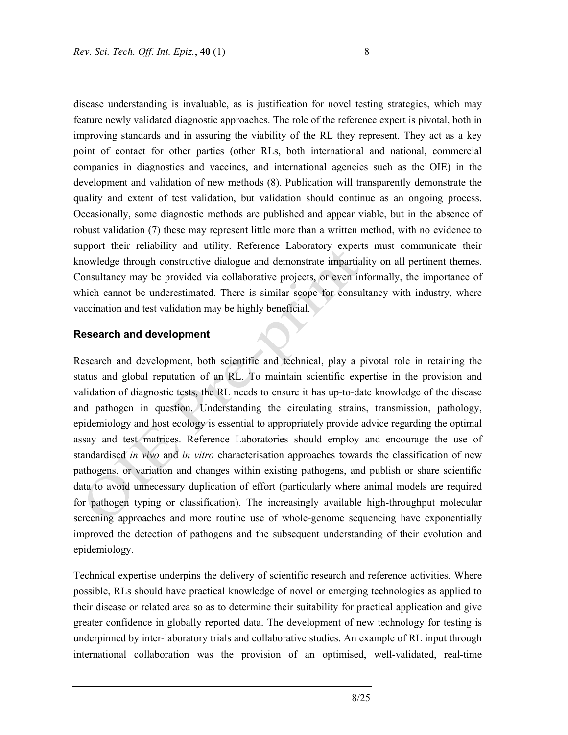disease understanding is invaluable, as is justification for novel testing strategies, which may feature newly validated diagnostic approaches. The role of the reference expert is pivotal, both in improving standards and in assuring the viability of the RL they represent. They act as a key point of contact for other parties (other RLs, both international and national, commercial companies in diagnostics and vaccines, and international agencies such as the OIE) in the development and validation of new methods (8). Publication will transparently demonstrate the quality and extent of test validation, but validation should continue as an ongoing process. Occasionally, some diagnostic methods are published and appear viable, but in the absence of robust validation (7) these may represent little more than a written method, with no evidence to support their reliability and utility. Reference Laboratory experts must communicate their knowledge through constructive dialogue and demonstrate impartiality on all pertinent themes. Consultancy may be provided via collaborative projects, or even informally, the importance of which cannot be underestimated. There is similar scope for consultancy with industry, where vaccination and test validation may be highly beneficial.

### Research and development

Research and development, both scientific and technical, play a pivotal role in retaining the status and global reputation of an RL. To maintain scientific expertise in the provision and validation of diagnostic tests, the RL needs to ensure it has up-to-date knowledge of the disease and pathogen in question. Understanding the circulating strains, transmission, pathology, epidemiology and host ecology is essential to appropriately provide advice regarding the optimal assay and test matrices. Reference Laboratories should employ and encourage the use of standardised *in vivo* and *in vitro* characterisation approaches towards the classification of new pathogens, or variation and changes within existing pathogens, and publish or share scientific data to avoid unnecessary duplication of effort (particularly where animal models are required for pathogen typing or classification). The increasingly available high-throughput molecular screening approaches and more routine use of whole-genome sequencing have exponentially improved the detection of pathogens and the subsequent understanding of their evolution and epidemiology.

Technical expertise underpins the delivery of scientific research and reference activities. Where possible, RLs should have practical knowledge of novel or emerging technologies as applied to their disease or related area so as to determine their suitability for practical application and give greater confidence in globally reported data. The development of new technology for testing is underpinned by inter-laboratory trials and collaborative studies. An example of RL input through international collaboration was the provision of an optimised, well-validated, real-time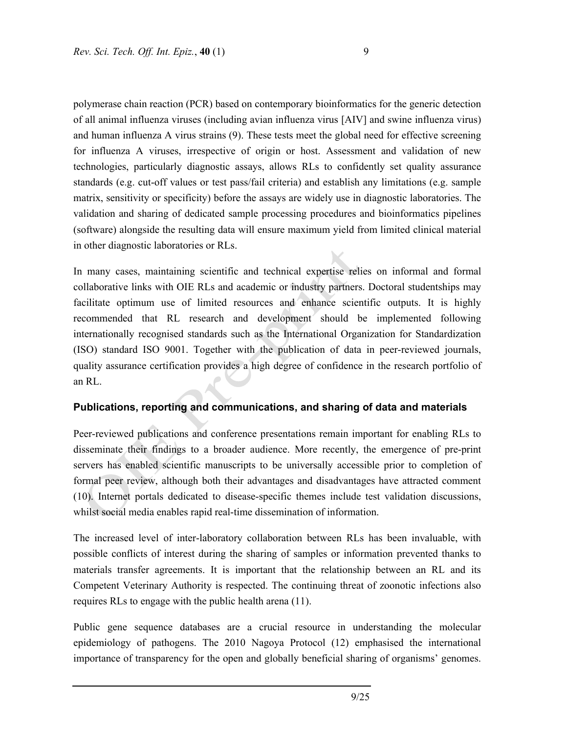polymerase chain reaction (PCR) based on contemporary bioinformatics for the generic detection of all animal influenza viruses (including avian influenza virus [AIV] and swine influenza virus) and human influenza A virus strains (9). These tests meet the global need for effective screening for influenza A viruses, irrespective of origin or host. Assessment and validation of new technologies, particularly diagnostic assays, allows RLs to confidently set quality assurance standards (e.g. cut-off values or test pass/fail criteria) and establish any limitations (e.g. sample matrix, sensitivity or specificity) before the assays are widely use in diagnostic laboratories. The validation and sharing of dedicated sample processing procedures and bioinformatics pipelines (software) alongside the resulting data will ensure maximum yield from limited clinical material in other diagnostic laboratories or RLs.

In many cases, maintaining scientific and technical expertise relies on informal and formal collaborative links with OIE RLs and academic or industry partners. Doctoral studentships may facilitate optimum use of limited resources and enhance scientific outputs. It is highly recommended that RL research and development should be implemented following internationally recognised standards such as the International Organization for Standardization (ISO) standard ISO 9001. Together with the publication of data in peer-reviewed journals, quality assurance certification provides a high degree of confidence in the research portfolio of an RL.

## Publications, reporting and communications, and sharing of data and materials

Peer-reviewed publications and conference presentations remain important for enabling RLs to disseminate their findings to a broader audience. More recently, the emergence of pre-print servers has enabled scientific manuscripts to be universally accessible prior to completion of formal peer review, although both their advantages and disadvantages have attracted comment (10). Internet portals dedicated to disease-specific themes include test validation discussions, whilst social media enables rapid real-time dissemination of information.

The increased level of inter-laboratory collaboration between RLs has been invaluable, with possible conflicts of interest during the sharing of samples or information prevented thanks to materials transfer agreements. It is important that the relationship between an RL and its Competent Veterinary Authority is respected. The continuing threat of zoonotic infections also requires RLs to engage with the public health arena (11).

Public gene sequence databases are a crucial resource in understanding the molecular epidemiology of pathogens. The 2010 Nagoya Protocol (12) emphasised the international importance of transparency for the open and globally beneficial sharing of organisms' genomes.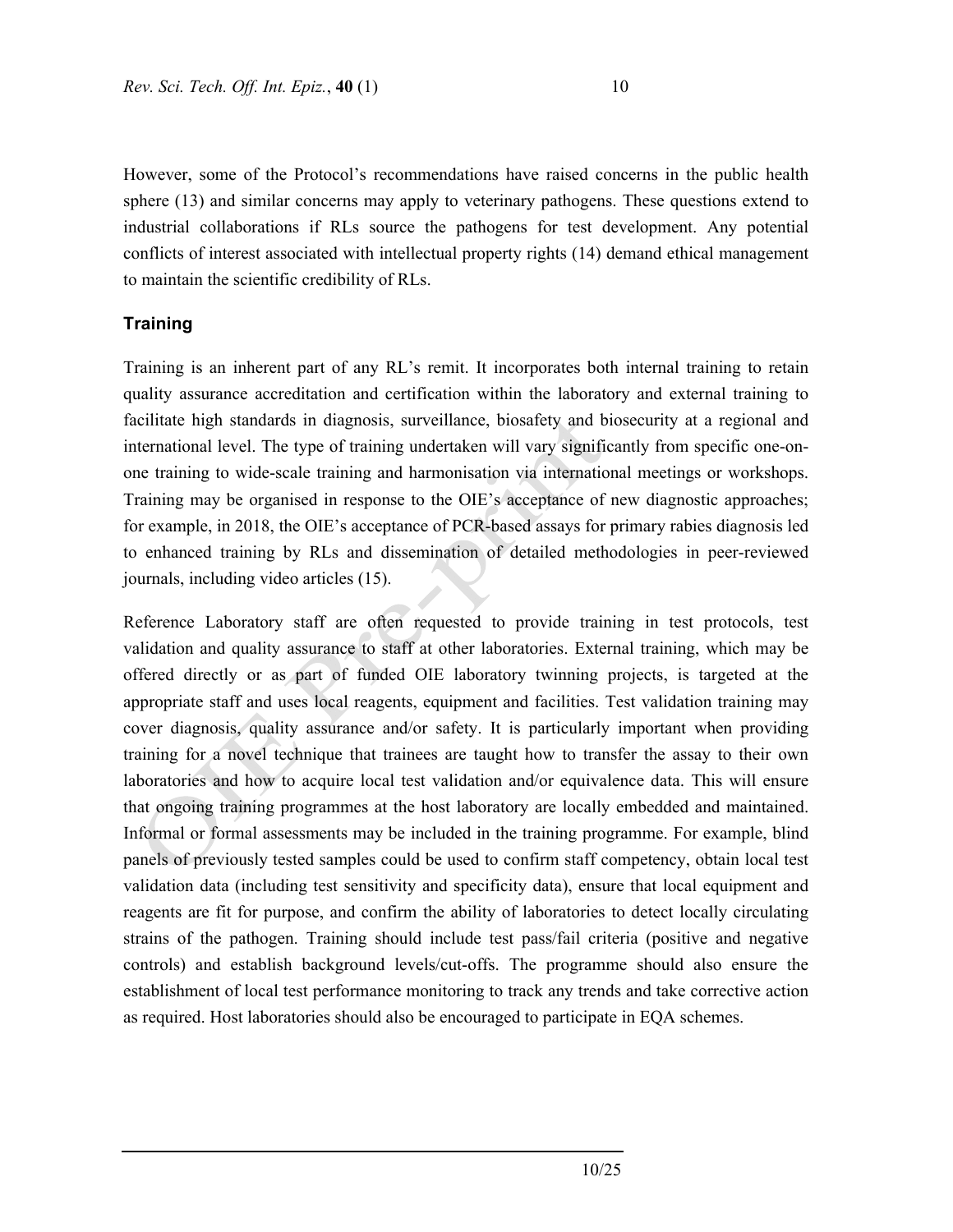However, some of the Protocol's recommendations have raised concerns in the public health sphere (13) and similar concerns may apply to veterinary pathogens. These questions extend to industrial collaborations if RLs source the pathogens for test development. Any potential conflicts of interest associated with intellectual property rights (14) demand ethical management to maintain the scientific credibility of RLs.

## Training

Training is an inherent part of any RL's remit. It incorporates both internal training to retain quality assurance accreditation and certification within the laboratory and external training to facilitate high standards in diagnosis, surveillance, biosafety and biosecurity at a regional and international level. The type of training undertaken will vary significantly from specific one-on-one training to wide-scale training and harmonisation via international meetings or workshops. Training may be organised in response to the OIE's acceptance of new diagnostic approaches; for example, in 2018, the OIE's acceptance of PCR-based assays for primary rabies diagnosis led to enhanced training by RLs and dissemination of detailed methodologies in peer-reviewed journals, including video articles (15).

Reference Laboratory staff are often requested to provide training in test protocols, test validation and quality assurance to staff at other laboratories. External training, which may be offered directly or as part of funded OIE laboratory twinning projects, is targeted at the appropriate staff and uses local reagents, equipment and facilities. Test validation training may cover diagnosis, quality assurance and/or safety. It is particularly important when providing training for a novel technique that trainees are taught how to transfer the assay to their own laboratories and how to acquire local test validation and/or equivalence data. This will ensure that ongoing training programmes at the host laboratory are locally embedded and maintained. Informal or formal assessments may be included in the training programme. For example, blind panels of previously tested samples could be used to confirm staff competency, obtain local test validation data (including test sensitivity and specificity data), ensure that local equipment and reagents are fit for purpose, and confirm the ability of laboratories to detect locally circulating strains of the pathogen. Training should include test pass/fail criteria (positive and negative controls) and establish background levels/cut-offs. The programme should also ensure the establishment of local test performance monitoring to track any trends and take corrective action as required. Host laboratories should also be encouraged to participate in EQA schemes.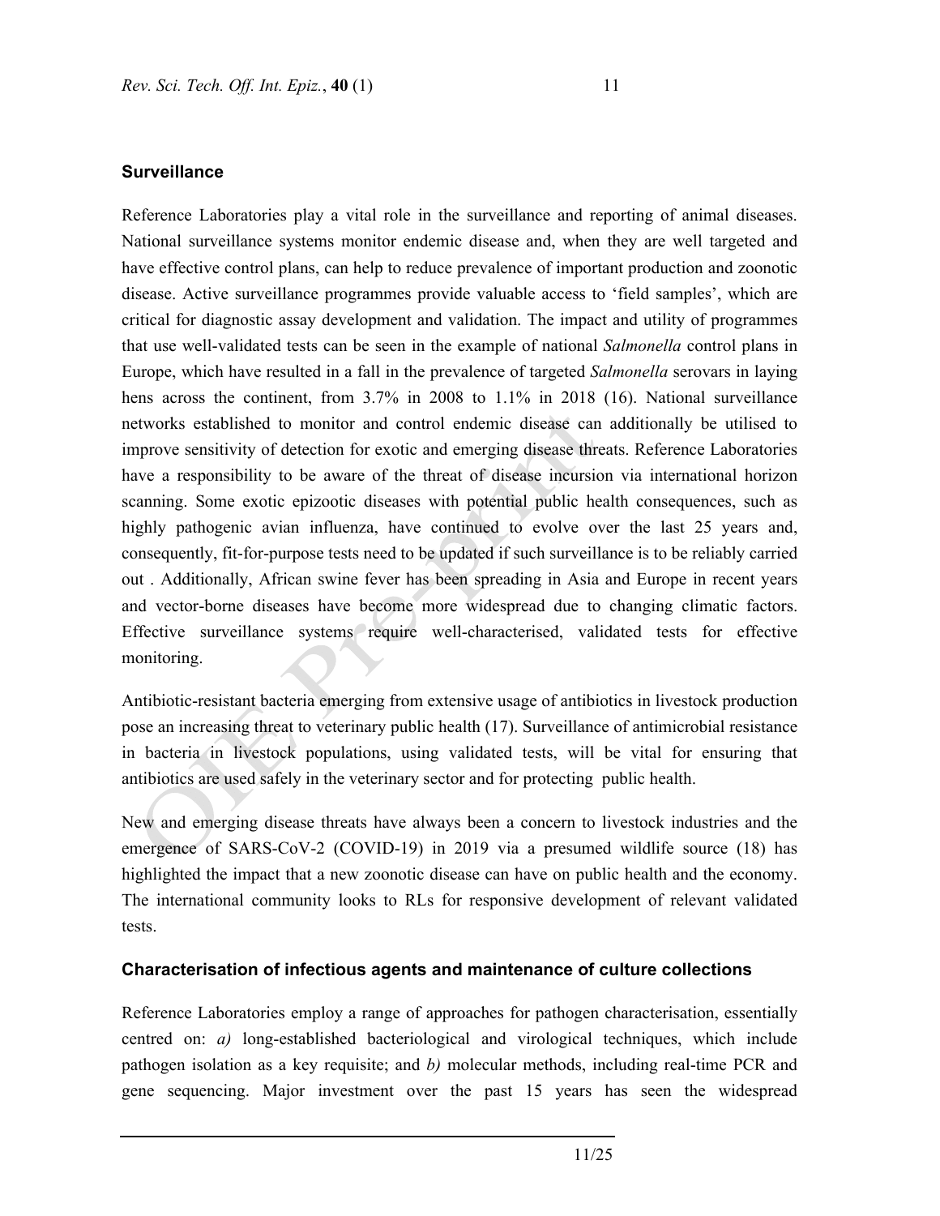## Surveillance

Reference Laboratories play a vital role in the surveillance and reporting of animal diseases. National surveillance systems monitor endemic disease and, when they are well targeted and have effective control plans, can help to reduce prevalence of important production and zoonotic disease. Active surveillance programmes provide valuable access to 'field samples', which are critical for diagnostic assay development and validation. The impact and utility of programmes that use well-validated tests can be seen in the example of national *Salmonella* control plans in Europe, which have resulted in a fall in the prevalence of targeted *Salmonella* serovars in laying hens across the continent, from 3.7% in 2008 to 1.1% in 2018 (16). National surveillance networks established to monitor and control endemic disease can additionally be utilised to improve sensitivity of detection for exotic and emerging disease threats. Reference Laboratories have a responsibility to be aware of the threat of disease incursion via international horizon scanning. Some exotic epizootic diseases with potential public health consequences, such as highly pathogenic avian influenza, have continued to evolve over the last 25 years and, consequently, fit-for-purpose tests need to be updated if such surveillance is to be reliably carried out . Additionally, African swine fever has been spreading in Asia and Europe in recent years and vector-borne diseases have become more widespread due to changing climatic factors. Effective surveillance systems require well-characterised, validated tests for effective monitoring.

Antibiotic-resistant bacteria emerging from extensive usage of antibiotics in livestock production pose an increasing threat to veterinary public health (17). Surveillance of antimicrobial resistance in bacteria in livestock populations, using validated tests, will be vital for ensuring that antibiotics are used safely in the veterinary sector and for protecting public health.

New and emerging disease threats have always been a concern to livestock industries and the emergence of SARS-CoV-2 (COVID-19) in 2019 via a presumed wildlife source (18) has highlighted the impact that a new zoonotic disease can have on public health and the economy. The international community looks to RLs for responsive development of relevant validated tests.

## Characterisation of infectious agents and maintenance of culture collections

Reference Laboratories employ a range of approaches for pathogen characterisation, essentially centred on: *a)* long-established bacteriological and virological techniques, which include pathogen isolation as a key requisite; and *b)* molecular methods, including real-time PCR and gene sequencing. Major investment over the past 15 years has seen the widespread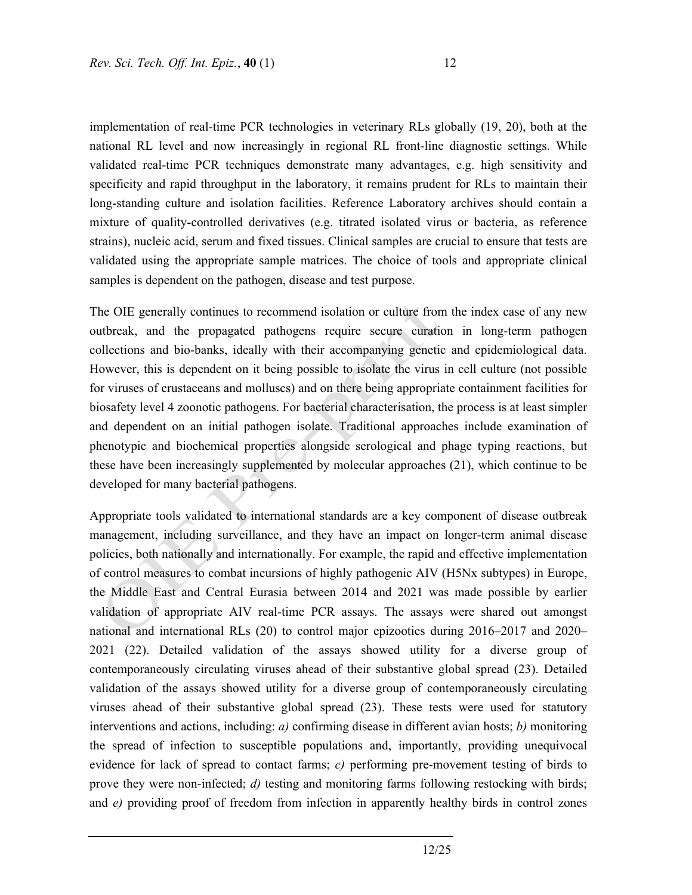implementation of real-time PCR technologies in veterinary RLs globally (19, 20), both at the national RL level and now increasingly in regional RL front-line diagnostic settings. While validated real-time PCR techniques demonstrate many advantages, e.g. high sensitivity and specificity and rapid throughput in the laboratory, it remains prudent for RLs to maintain their long-standing culture and isolation facilities. Reference Laboratory archives should contain a mixture of quality-controlled derivatives (e.g. titrated isolated virus or bacteria, as reference strains), nucleic acid, serum and fixed tissues. Clinical samples are crucial to ensure that tests are validated using the appropriate sample matrices. The choice of tools and appropriate clinical samples is dependent on the pathogen, disease and test purpose.

The OIE generally continues to recommend isolation or culture from the index case of any new outbreak, and the propagated pathogens require secure curation in long-term pathogen collections and bio-banks, ideally with their accompanying genetic and epidemiological data. However, this is dependent on it being possible to isolate the virus in cell culture (not possible for viruses of crustaceans and molluscs) and on there being appropriate containment facilities for biosafety level 4 zoonotic pathogens. For bacterial characterisation, the process is at least simpler and dependent on an initial pathogen isolate. Traditional approaches include examination of phenotypic and biochemical properties alongside serological and phage typing reactions, but these have been increasingly supplemented by molecular approaches (21), which continue to be developed for many bacterial pathogens.

Appropriate tools validated to international standards are a key component of disease outbreak management, including surveillance, and they have an impact on longer-term animal disease policies, both nationally and internationally. For example, the rapid and effective implementation of control measures to combat incursions of highly pathogenic AIV (H5Nx subtypes) in Europe, the Middle East and Central Eurasia between 2014 and 2021 was made possible by earlier validation of appropriate AIV real-time PCR assays. The assays were shared out amongst national and international RLs (20) to control major epizootics during 2016–2017 and 2020–2021 (22). Detailed validation of the assays showed utility for a diverse group of contemporaneously circulating viruses ahead of their substantive global spread (23). Detailed validation of the assays showed utility for a diverse group of contemporaneously circulating viruses ahead of their substantive global spread (23). These tests were used for statutory interventions and actions, including: *a)* confirming disease in different avian hosts; *b)* monitoring the spread of infection to susceptible populations and, importantly, providing unequivocal evidence for lack of spread to contact farms; *c)* performing pre-movement testing of birds to prove they were non-infected; *d)* testing and monitoring farms following restocking with birds; and *e)* providing proof of freedom from infection in apparently healthy birds in control zones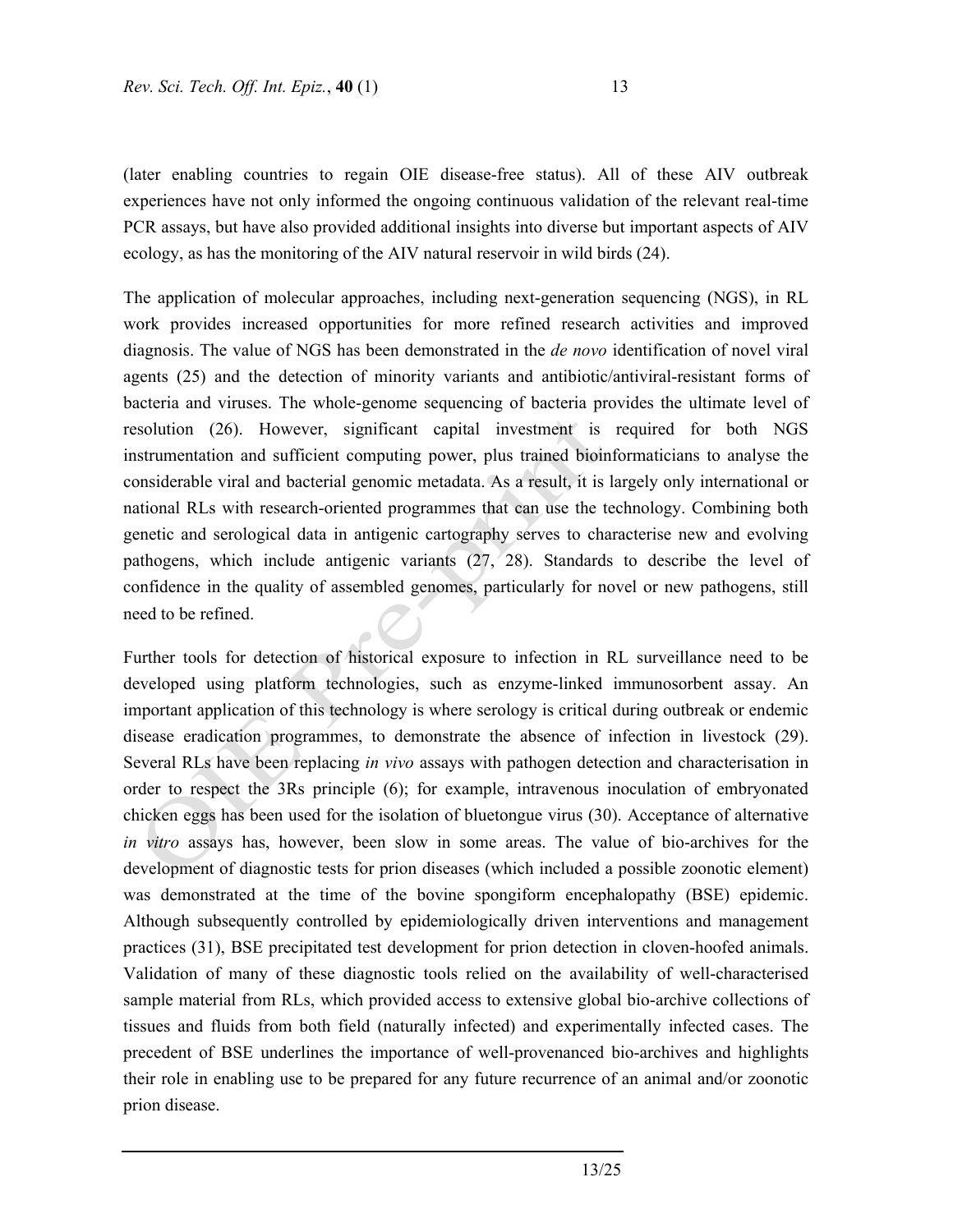(later enabling countries to regain OIE disease-free status). All of these AIV outbreak experiences have not only informed the ongoing continuous validation of the relevant real-time PCR assays, but have also provided additional insights into diverse but important aspects of AIV ecology, as has the monitoring of the AIV natural reservoir in wild birds (24).

The application of molecular approaches, including next-generation sequencing (NGS), in RL work provides increased opportunities for more refined research activities and improved diagnosis. The value of NGS has been demonstrated in the *de novo* identification of novel viral agents (25) and the detection of minority variants and antibiotic/antiviral-resistant forms of bacteria and viruses. The whole-genome sequencing of bacteria provides the ultimate level of resolution (26). However, significant capital investment is required for both NGS instrumentation and sufficient computing power, plus trained bioinformaticians to analyse the considerable viral and bacterial genomic metadata. As a result, it is largely only international or national RLs with research-oriented programmes that can use the technology. Combining both genetic and serological data in antigenic cartography serves to characterise new and evolving pathogens, which include antigenic variants (27, 28). Standards to describe the level of confidence in the quality of assembled genomes, particularly for novel or new pathogens, still need to be refined.

Further tools for detection of historical exposure to infection in RL surveillance need to be developed using platform technologies, such as enzyme-linked immunosorbent assay. An important application of this technology is where serology is critical during outbreak or endemic disease eradication programmes, to demonstrate the absence of infection in livestock (29). Several RLs have been replacing *in vivo* assays with pathogen detection and characterisation in order to respect the 3Rs principle (6); for example, intravenous inoculation of embryonated chicken eggs has been used for the isolation of bluetongue virus (30). Acceptance of alternative *in vitro* assays has, however, been slow in some areas. The value of bio-archives for the development of diagnostic tests for prion diseases (which included a possible zoonotic element) was demonstrated at the time of the bovine spongiform encephalopathy (BSE) epidemic. Although subsequently controlled by epidemiologically driven interventions and management practices (31), BSE precipitated test development for prion detection in cloven-hoofed animals. Validation of many of these diagnostic tools relied on the availability of well-characterised sample material from RLs, which provided access to extensive global bio-archive collections of tissues and fluids from both field (naturally infected) and experimentally infected cases. The precedent of BSE underlines the importance of well-provenanced bio-archives and highlights their role in enabling use to be prepared for any future recurrence of an animal and/or zoonotic prion disease.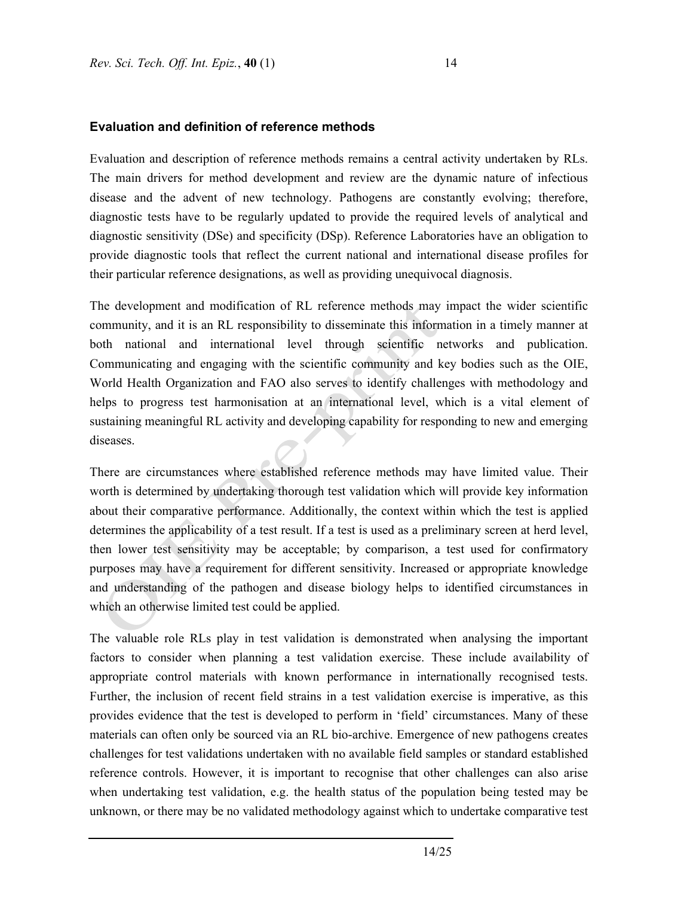## Evaluation and definition of reference methods

Evaluation and description of reference methods remains a central activity undertaken by RLs. The main drivers for method development and review are the dynamic nature of infectious disease and the advent of new technology. Pathogens are constantly evolving; therefore, diagnostic tests have to be regularly updated to provide the required levels of analytical and diagnostic sensitivity (DSe) and specificity (DSp). Reference Laboratories have an obligation to provide diagnostic tools that reflect the current national and international disease profiles for their particular reference designations, as well as providing unequivocal diagnosis.

The development and modification of RL reference methods may impact the wider scientific community, and it is an RL responsibility to disseminate this information in a timely manner at both national and international level through scientific networks and publication. Communicating and engaging with the scientific community and key bodies such as the OIE, World Health Organization and FAO also serves to identify challenges with methodology and helps to progress test harmonisation at an international level, which is a vital element of sustaining meaningful RL activity and developing capability for responding to new and emerging diseases.

There are circumstances where established reference methods may have limited value. Their worth is determined by undertaking thorough test validation which will provide key information about their comparative performance. Additionally, the context within which the test is applied determines the applicability of a test result. If a test is used as a preliminary screen at herd level, then lower test sensitivity may be acceptable; by comparison, a test used for confirmatory purposes may have a requirement for different sensitivity. Increased or appropriate knowledge and understanding of the pathogen and disease biology helps to identified circumstances in which an otherwise limited test could be applied.

The valuable role RLs play in test validation is demonstrated when analysing the important factors to consider when planning a test validation exercise. These include availability of appropriate control materials with known performance in internationally recognised tests. Further, the inclusion of recent field strains in a test validation exercise is imperative, as this provides evidence that the test is developed to perform in 'field' circumstances. Many of these materials can often only be sourced via an RL bio-archive. Emergence of new pathogens creates challenges for test validations undertaken with no available field samples or standard established reference controls. However, it is important to recognise that other challenges can also arise when undertaking test validation, e.g. the health status of the population being tested may be unknown, or there may be no validated methodology against which to undertake comparative test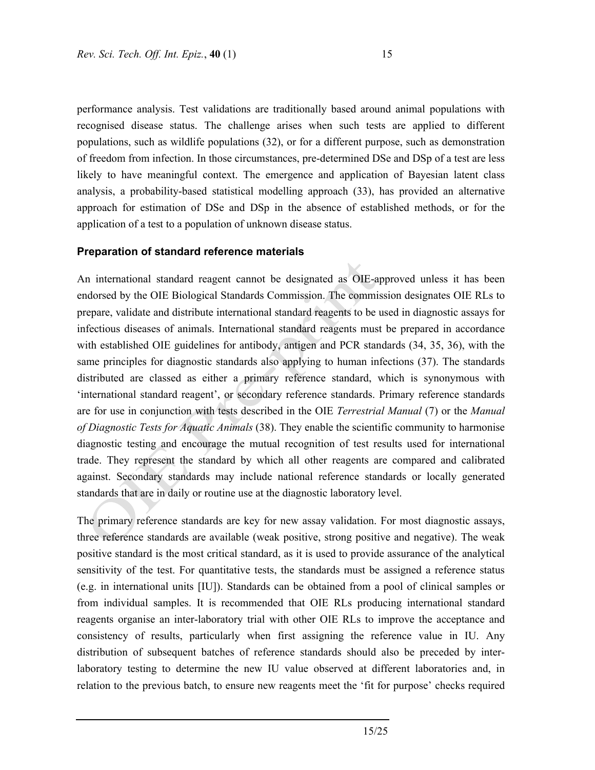performance analysis. Test validations are traditionally based around animal populations with recognised disease status. The challenge arises when such tests are applied to different populations, such as wildlife populations (32), or for a different purpose, such as demonstration of freedom from infection. In those circumstances, pre-determined DSe and DSp of a test are less likely to have meaningful context. The emergence and application of Bayesian latent class analysis, a probability-based statistical modelling approach (33), has provided an alternative approach for estimation of DSe and DSp in the absence of established methods, or for the application of a test to a population of unknown disease status.

### Preparation of standard reference materials

An international standard reagent cannot be designated as OIE-approved unless it has been endorsed by the OIE Biological Standards Commission. The commission designates OIE RLs to prepare, validate and distribute international standard reagents to be used in diagnostic assays for infectious diseases of animals. International standard reagents must be prepared in accordance with established OIE guidelines for antibody, antigen and PCR standards (34, 35, 36), with the same principles for diagnostic standards also applying to human infections (37). The standards distributed are classed as either a primary reference standard, which is synonymous with 'international standard reagent', or secondary reference standards. Primary reference standards are for use in conjunction with tests described in the OIE *Terrestrial Manual* (7) or the *Manual of Diagnostic Tests for Aquatic Animals* (38). They enable the scientific community to harmonise diagnostic testing and encourage the mutual recognition of test results used for international trade. They represent the standard by which all other reagents are compared and calibrated against. Secondary standards may include national reference standards or locally generated standards that are in daily or routine use at the diagnostic laboratory level.

The primary reference standards are key for new assay validation. For most diagnostic assays, three reference standards are available (weak positive, strong positive and negative). The weak positive standard is the most critical standard, as it is used to provide assurance of the analytical sensitivity of the test. For quantitative tests, the standards must be assigned a reference status (e.g. in international units [IU]). Standards can be obtained from a pool of clinical samples or from individual samples. It is recommended that OIE RLs producing international standard reagents organise an inter-laboratory trial with other OIE RLs to improve the acceptance and consistency of results, particularly when first assigning the reference value in IU. Any distribution of subsequent batches of reference standards should also be preceded by inter-laboratory testing to determine the new IU value observed at different laboratories and, in relation to the previous batch, to ensure new reagents meet the 'fit for purpose' checks required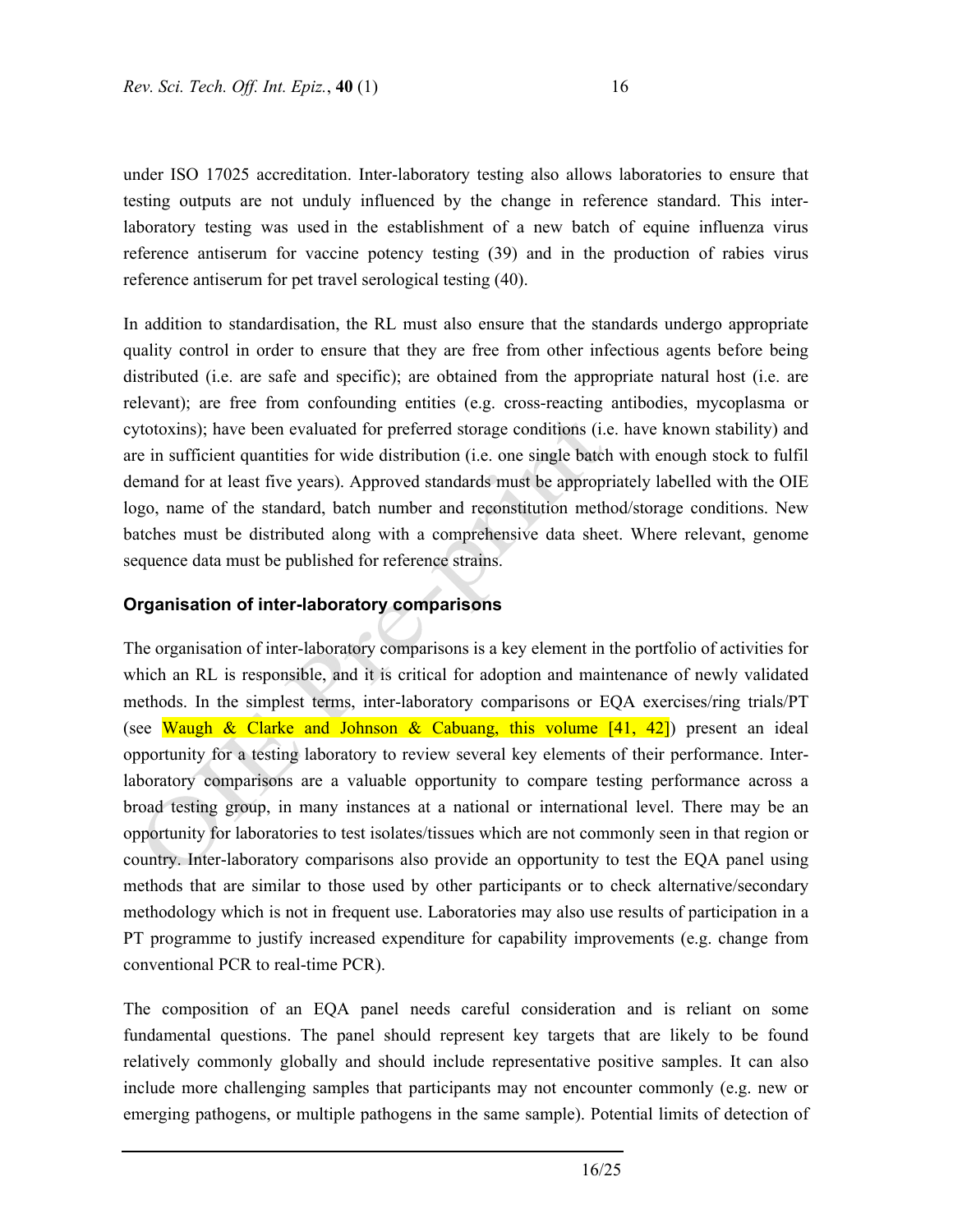under ISO 17025 accreditation. Inter-laboratory testing also allows laboratories to ensure that testing outputs are not unduly influenced by the change in reference standard. This inter-laboratory testing was used in the establishment of a new batch of equine influenza virus reference antiserum for vaccine potency testing (39) and in the production of rabies virus reference antiserum for pet travel serological testing (40).

In addition to standardisation, the RL must also ensure that the standards undergo appropriate quality control in order to ensure that they are free from other infectious agents before being distributed (i.e. are safe and specific); are obtained from the appropriate natural host (i.e. are relevant); are free from confounding entities (e.g. cross-reacting antibodies, mycoplasma or cytotoxins); have been evaluated for preferred storage conditions (i.e. have known stability) and are in sufficient quantities for wide distribution (i.e. one single batch with enough stock to fulfil demand for at least five years). Approved standards must be appropriately labelled with the OIE logo, name of the standard, batch number and reconstitution method/storage conditions. New batches must be distributed along with a comprehensive data sheet. Where relevant, genome sequence data must be published for reference strains.

## Organisation of inter-laboratory comparisons

The organisation of inter-laboratory comparisons is a key element in the portfolio of activities for which an RL is responsible, and it is critical for adoption and maintenance of newly validated methods. In the simplest terms, inter-laboratory comparisons or EQA exercises/ring trials/PT (see Waugh & Clarke and Johnson & Cabuang, this volume [41, 42]) present an ideal opportunity for a testing laboratory to review several key elements of their performance. Inter-laboratory comparisons are a valuable opportunity to compare testing performance across a broad testing group, in many instances at a national or international level. There may be an opportunity for laboratories to test isolates/tissues which are not commonly seen in that region or country. Inter-laboratory comparisons also provide an opportunity to test the EQA panel using methods that are similar to those used by other participants or to check alternative/secondary methodology which is not in frequent use. Laboratories may also use results of participation in a PT programme to justify increased expenditure for capability improvements (e.g. change from conventional PCR to real-time PCR).

The composition of an EQA panel needs careful consideration and is reliant on some fundamental questions. The panel should represent key targets that are likely to be found relatively commonly globally and should include representative positive samples. It can also include more challenging samples that participants may not encounter commonly (e.g. new or emerging pathogens, or multiple pathogens in the same sample). Potential limits of detection of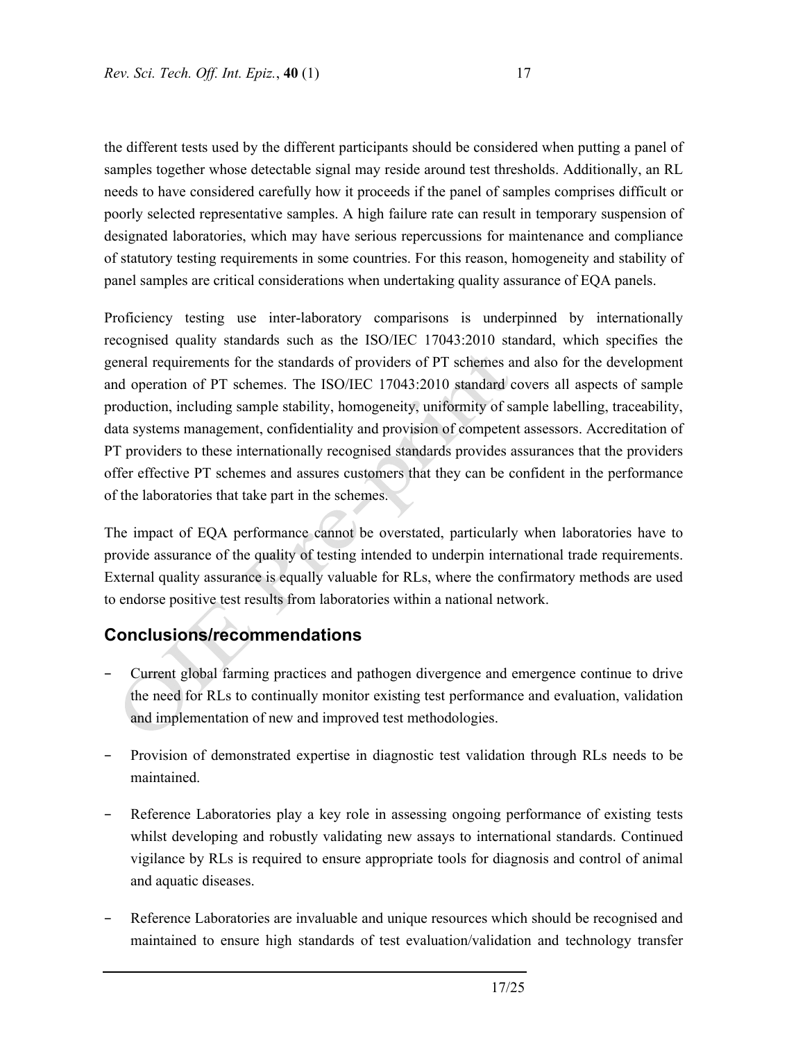the different tests used by the different participants should be considered when putting a panel of samples together whose detectable signal may reside around test thresholds. Additionally, an RL needs to have considered carefully how it proceeds if the panel of samples comprises difficult or poorly selected representative samples. A high failure rate can result in temporary suspension of designated laboratories, which may have serious repercussions for maintenance and compliance of statutory testing requirements in some countries. For this reason, homogeneity and stability of panel samples are critical considerations when undertaking quality assurance of EQA panels.

Proficiency testing use inter-laboratory comparisons is underpinned by internationally recognised quality standards such as the ISO/IEC 17043:2010 standard, which specifies the general requirements for the standards of providers of PT schemes and also for the development and operation of PT schemes. The ISO/IEC 17043:2010 standard covers all aspects of sample production, including sample stability, homogeneity, uniformity of sample labelling, traceability, data systems management, confidentiality and provision of competent assessors. Accreditation of PT providers to these internationally recognised standards provides assurances that the providers offer effective PT schemes and assures customers that they can be confident in the performance of the laboratories that take part in the schemes.

The impact of EQA performance cannot be overstated, particularly when laboratories have to provide assurance of the quality of testing intended to underpin international trade requirements. External quality assurance is equally valuable for RLs, where the confirmatory methods are used to endorse positive test results from laboratories within a national network.

## Conclusions/recommendations

- Current global farming practices and pathogen divergence and emergence continue to drive the need for RLs to continually monitor existing test performance and evaluation, validation and implementation of new and improved test methodologies.
- Provision of demonstrated expertise in diagnostic test validation through RLs needs to be maintained.
- Reference Laboratories play a key role in assessing ongoing performance of existing tests whilst developing and robustly validating new assays to international standards. Continued vigilance by RLs is required to ensure appropriate tools for diagnosis and control of animal and aquatic diseases.
- Reference Laboratories are invaluable and unique resources which should be recognised and maintained to ensure high standards of test evaluation/validation and technology transfer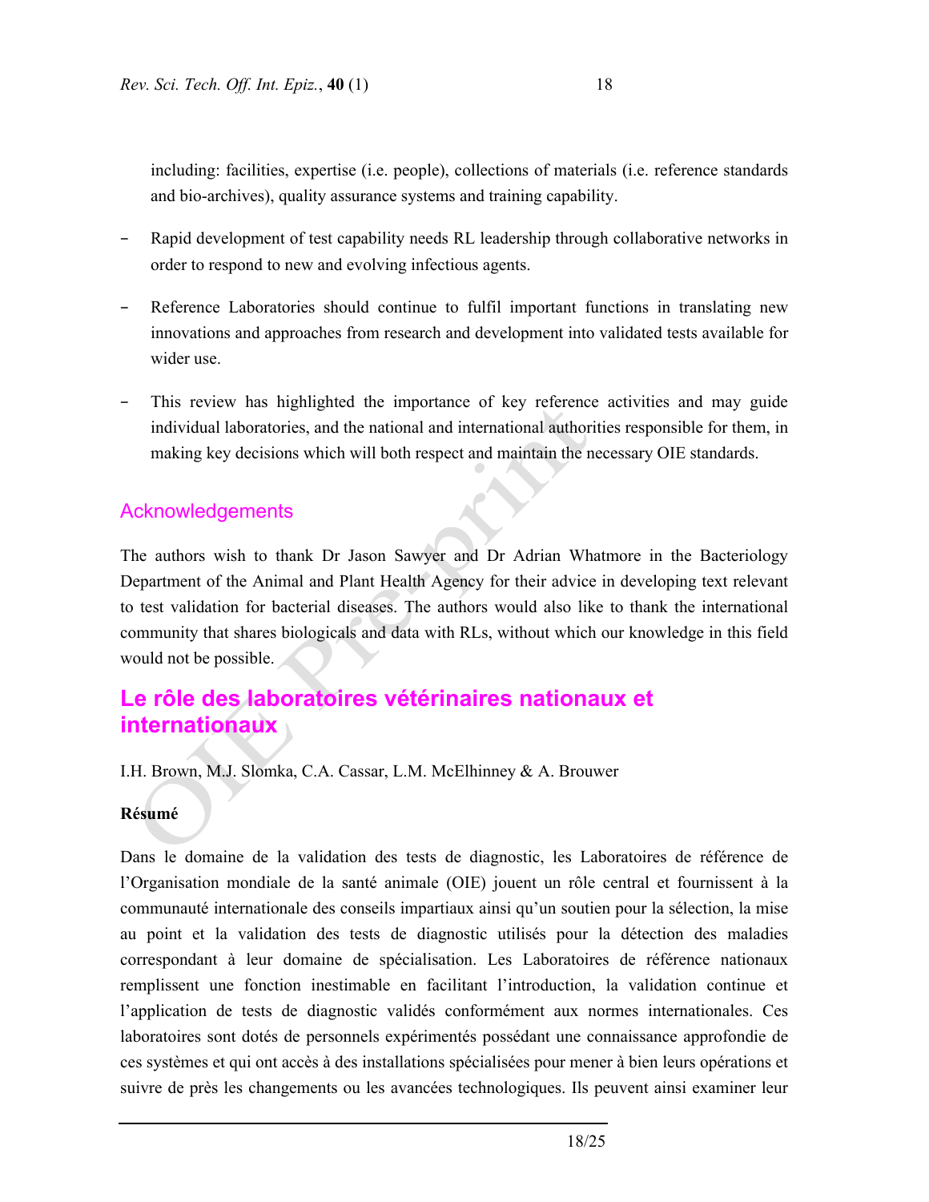including: facilities, expertise (i.e. people), collections of materials (i.e. reference standards and bio-archives), quality assurance systems and training capability.

- Rapid development of test capability needs RL leadership through collaborative networks in order to respond to new and evolving infectious agents.

- Reference Laboratories should continue to fulfil important functions in translating new innovations and approaches from research and development into validated tests available for wider use.

- This review has highlighted the importance of key reference activities and may guide individual laboratories, and the national and international authorities responsible for them, in making key decisions which will both respect and maintain the necessary OIE standards.

## Acknowledgements

The authors wish to thank Dr Jason Sawyer and Dr Adrian Whatmore in the Bacteriology Department of the Animal and Plant Health Agency for their advice in developing text relevant to test validation for bacterial diseases. The authors would also like to thank the international community that shares biologicals and data with RLs, without which our knowledge in this field would not be possible.

# Le rôle des laboratoires vétérinaires nationaux et internationaux

I.H. Brown, M.J. Slomka, C.A. Cassar, L.M. McElhinney & A. Brouwer

**Résumé**

Dans le domaine de la validation des tests de diagnostic, les Laboratoires de référence de l'Organisation mondiale de la santé animale (OIE) jouent un rôle central et fournissent à la communauté internationale des conseils impartiaux ainsi qu'un soutien pour la sélection, la mise au point et la validation des tests de diagnostic utilisés pour la détection des maladies correspondant à leur domaine de spécialisation. Les Laboratoires de référence nationaux remplissent une fonction inestimable en facilitant l'introduction, la validation continue et l'application de tests de diagnostic validés conformément aux normes internationales. Ces laboratoires sont dotés de personnels expérimentés possédant une connaissance approfondie de ces systèmes et qui ont accès à des installations spécialisées pour mener à bien leurs opérations et suivre de près les changements ou les avancées technologiques. Ils peuvent ainsi examiner leur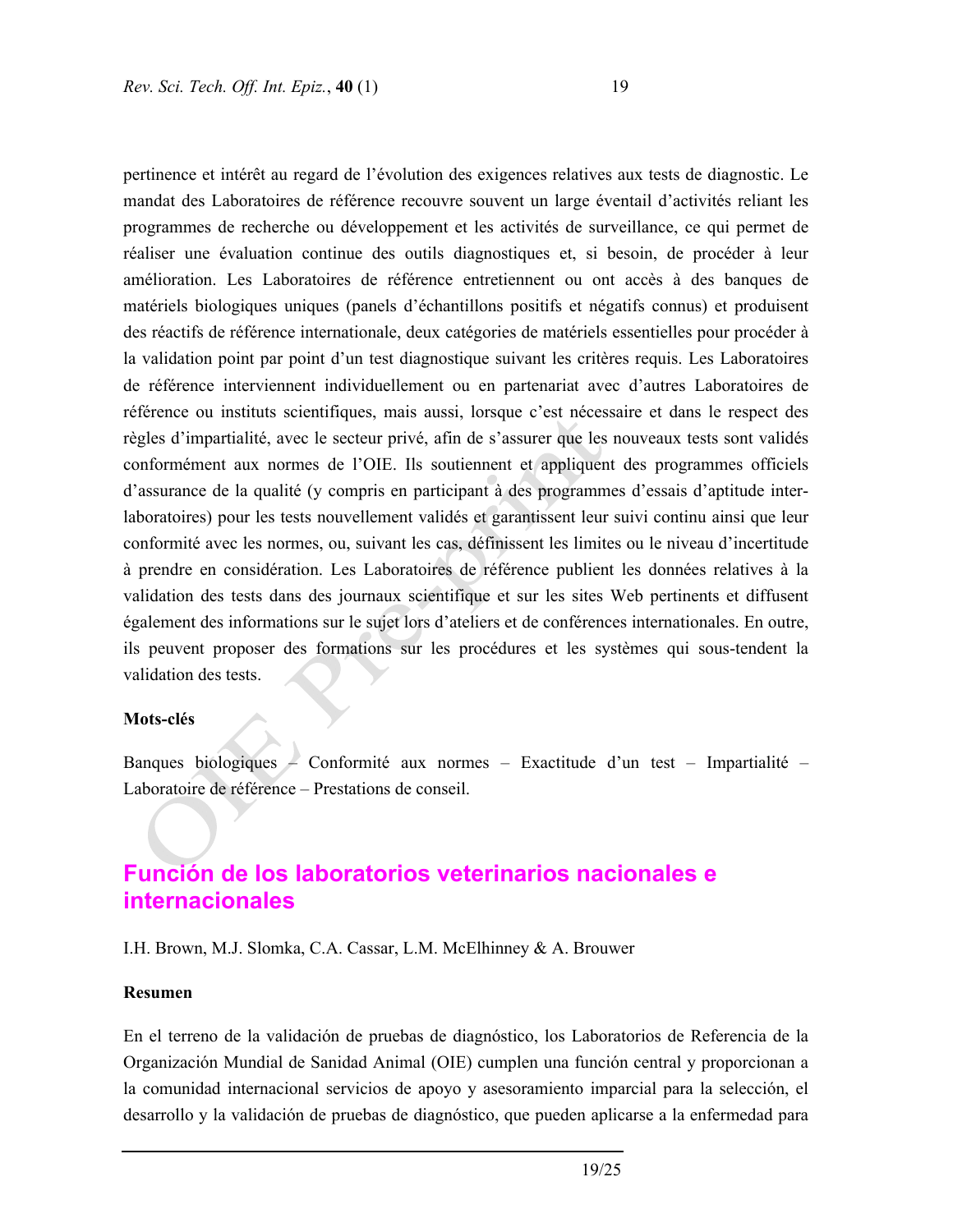pertinence et intérêt au regard de l'évolution des exigences relatives aux tests de diagnostic. Le mandat des Laboratoires de référence recouvre souvent un large éventail d'activités reliant les programmes de recherche ou développement et les activités de surveillance, ce qui permet de réaliser une évaluation continue des outils diagnostiques et, si besoin, de procéder à leur amélioration. Les Laboratoires de référence entretiennent ou ont accès à des banques de matériels biologiques uniques (panels d'échantillons positifs et négatifs connus) et produisent des réactifs de référence internationale, deux catégories de matériels essentielles pour procéder à la validation point par point d'un test diagnostique suivant les critères requis. Les Laboratoires de référence interviennent individuellement ou en partenariat avec d'autres Laboratoires de référence ou instituts scientifiques, mais aussi, lorsque c'est nécessaire et dans le respect des règles d'impartialité, avec le secteur privé, afin de s'assurer que les nouveaux tests sont validés conformément aux normes de l'OIE. Ils soutiennent et appliquent des programmes officiels d'assurance de la qualité (y compris en participant à des programmes d'essais d'aptitude inter-laboratoires) pour les tests nouvellement validés et garantissent leur suivi continu ainsi que leur conformité avec les normes, ou, suivant les cas, définissent les limites ou le niveau d'incertitude à prendre en considération. Les Laboratoires de référence publient les données relatives à la validation des tests dans des journaux scientifique et sur les sites Web pertinents et diffusent également des informations sur le sujet lors d'ateliers et de conférences internationales. En outre, ils peuvent proposer des formations sur les procédures et les systèmes qui sous-tendent la validation des tests.

**Mots-clés**

Banques biologiques – Conformité aux normes – Exactitude d'un test – Impartialité – Laboratoire de référence – Prestations de conseil.

## Función de los laboratorios veterinarios nacionales e internacionales

I.H. Brown, M.J. Slomka, C.A. Cassar, L.M. McElhinney & A. Brouwer

**Resumen**

En el terreno de la validación de pruebas de diagnóstico, los Laboratorios de Referencia de la Organización Mundial de Sanidad Animal (OIE) cumplen una función central y proporcionan a la comunidad internacional servicios de apoyo y asesoramiento imparcial para la selección, el desarrollo y la validación de pruebas de diagnóstico, que pueden aplicarse a la enfermedad para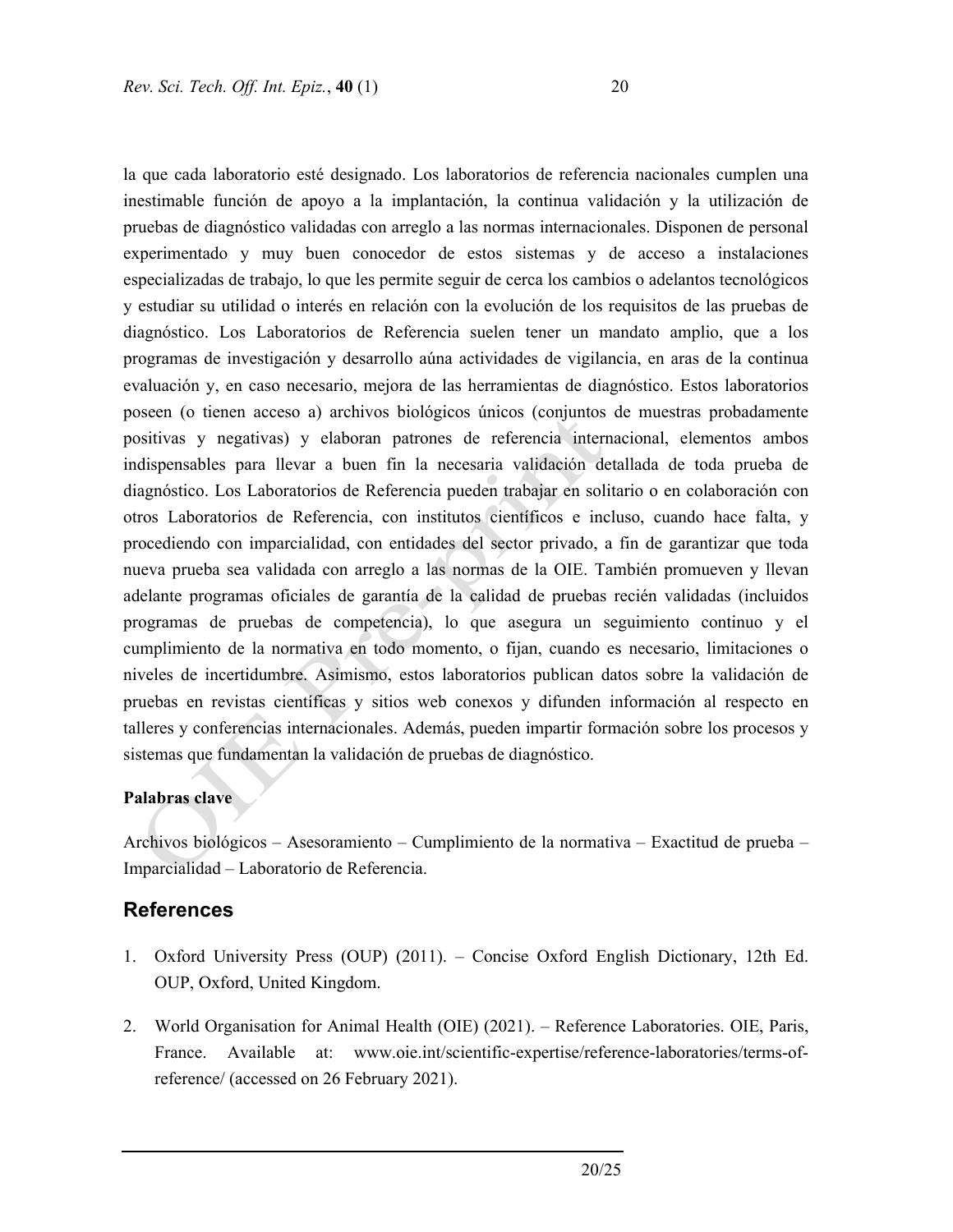la que cada laboratorio esté designado. Los laboratorios de referencia nacionales cumplen una inestimable función de apoyo a la implantación, la continua validación y la utilización de pruebas de diagnóstico validadas con arreglo a las normas internacionales. Disponen de personal experimentado y muy buen conocedor de estos sistemas y de acceso a instalaciones especializadas de trabajo, lo que les permite seguir de cerca los cambios o adelantos tecnológicos y estudiar su utilidad o interés en relación con la evolución de los requisitos de las pruebas de diagnóstico. Los Laboratorios de Referencia suelen tener un mandato amplio, que a los programas de investigación y desarrollo aúna actividades de vigilancia, en aras de la continua evaluación y, en caso necesario, mejora de las herramientas de diagnóstico. Estos laboratorios poseen (o tienen acceso a) archivos biológicos únicos (conjuntos de muestras probadamente positivas y negativas) y elaboran patrones de referencia internacional, elementos ambos indispensables para llevar a buen fin la necesaria validación detallada de toda prueba de diagnóstico. Los Laboratorios de Referencia pueden trabajar en solitario o en colaboración con otros Laboratorios de Referencia, con institutos científicos e incluso, cuando hace falta, y procediendo con imparcialidad, con entidades del sector privado, a fin de garantizar que toda nueva prueba sea validada con arreglo a las normas de la OIE. También promueven y llevan adelante programas oficiales de garantía de la calidad de pruebas recién validadas (incluidos programas de pruebas de competencia), lo que asegura un seguimiento continuo y el cumplimiento de la normativa en todo momento, o fijan, cuando es necesario, limitaciones o niveles de incertidumbre. Asimismo, estos laboratorios publican datos sobre la validación de pruebas en revistas científicas y sitios web conexos y difunden información al respecto en talleres y conferencias internacionales. Además, pueden impartir formación sobre los procesos y sistemas que fundamentan la validación de pruebas de diagnóstico.

**Palabras clave**

Archivos biológicos – Asesoramiento – Cumplimiento de la normativa – Exactitud de prueba – Imparcialidad – Laboratorio de Referencia.

## References

1. Oxford University Press (OUP) (2011). – Concise Oxford English Dictionary, 12th Ed. OUP, Oxford, United Kingdom.

2. World Organisation for Animal Health (OIE) (2021). – Reference Laboratories. OIE, Paris, France. Available at: www.oie.int/scientific-expertise/reference-laboratories/terms-of-reference/ (accessed on 26 February 2021).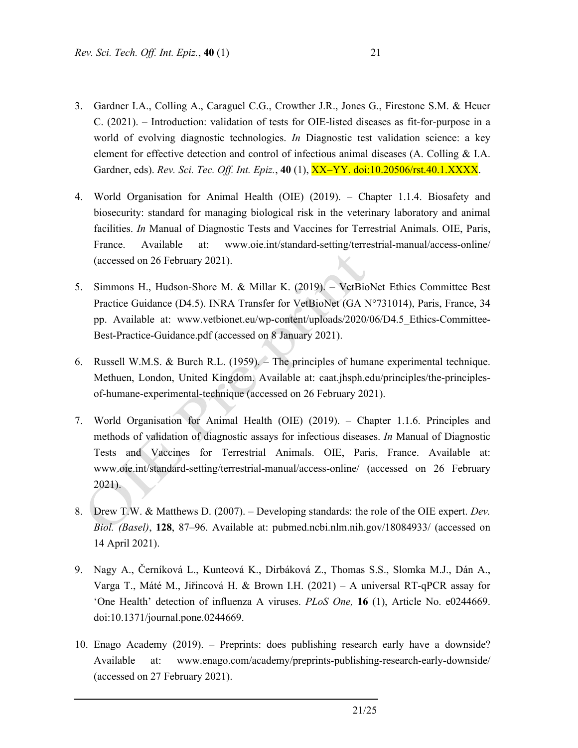3. Gardner I.A., Colling A., Caraguel C.G., Crowther J.R., Jones G., Firestone S.M. & Heuer C. (2021). – Introduction: validation of tests for OIE-listed diseases as fit-for-purpose in a world of evolving diagnostic technologies. *In* Diagnostic test validation science: a key element for effective detection and control of infectious animal diseases (A. Colling & I.A. Gardner, eds). *Rev. Sci. Tec. Off. Int. Epiz.*, **40** (1), XX–YY. doi:10.20506/rst.40.1.XXXX.

4. World Organisation for Animal Health (OIE) (2019). – Chapter 1.1.4. Biosafety and biosecurity: standard for managing biological risk in the veterinary laboratory and animal facilities. *In* Manual of Diagnostic Tests and Vaccines for Terrestrial Animals. OIE, Paris, France. Available at: www.oie.int/standard-setting/terrestrial-manual/access-online/ (accessed on 26 February 2021).

5. Simmons H., Hudson-Shore M. & Millar K. (2019). – VetBioNet Ethics Committee Best Practice Guidance (D4.5). INRA Transfer for VetBioNet (GA N°731014), Paris, France, 34 pp. Available at: www.vetbionet.eu/wp-content/uploads/2020/06/D4.5_Ethics-Committee-Best-Practice-Guidance.pdf (accessed on 8 January 2021).

6. Russell W.M.S. & Burch R.L. (1959). – The principles of humane experimental technique. Methuen, London, United Kingdom. Available at: caat.jhsph.edu/principles/the-principles-of-humane-experimental-technique (accessed on 26 February 2021).

7. World Organisation for Animal Health (OIE) (2019). – Chapter 1.1.6. Principles and methods of validation of diagnostic assays for infectious diseases. *In* Manual of Diagnostic Tests and Vaccines for Terrestrial Animals. OIE, Paris, France. Available at: www.oie.int/standard-setting/terrestrial-manual/access-online/ (accessed on 26 February 2021).

8. Drew T.W. & Matthews D. (2007). – Developing standards: the role of the OIE expert. *Dev. Biol. (Basel)*, **128**, 87–96. Available at: pubmed.ncbi.nlm.nih.gov/18084933/ (accessed on 14 April 2021).

9. Nagy A., Černíková L., Kunteová K., Dirbáková Z., Thomas S.S., Slomka M.J., Dán A., Varga T., Máté M., Jiřincová H. & Brown I.H. (2021) – A universal RT-qPCR assay for 'One Health' detection of influenza A viruses. *PLoS One,* **16** (1), Article No. e0244669. doi:10.1371/journal.pone.0244669.

10. Enago Academy (2019). – Preprints: does publishing research early have a downside? Available at: www.enago.com/academy/preprints-publishing-research-early-downside/ (accessed on 27 February 2021).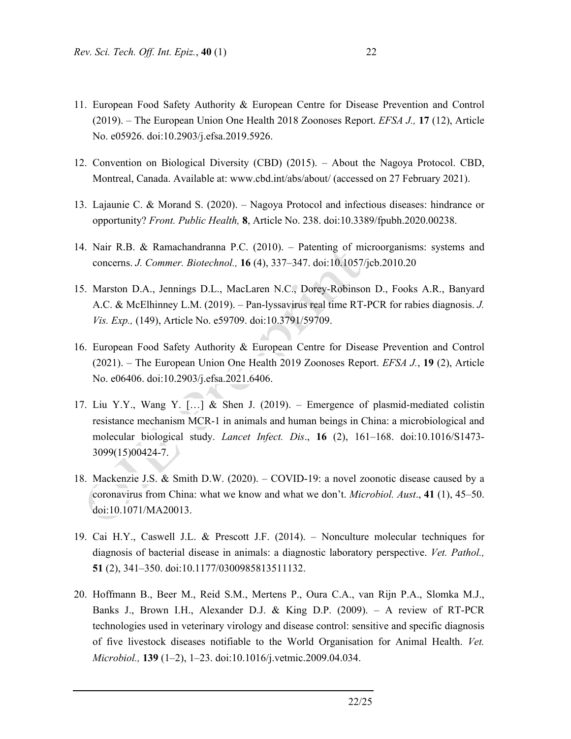11. European Food Safety Authority & European Centre for Disease Prevention and Control (2019). – The European Union One Health 2018 Zoonoses Report. *EFSA J.,* **17** (12), Article No. e05926. doi:10.2903/j.efsa.2019.5926.

12. Convention on Biological Diversity (CBD) (2015). – About the Nagoya Protocol. CBD, Montreal, Canada. Available at: www.cbd.int/abs/about/ (accessed on 27 February 2021).

13. Lajaunie C. & Morand S. (2020). – Nagoya Protocol and infectious diseases: hindrance or opportunity? *Front. Public Health,* **8**, Article No. 238. doi:10.3389/fpubh.2020.00238.

14. Nair R.B. & Ramachandranna P.C. (2010). – Patenting of microorganisms: systems and concerns. *J. Commer. Biotechnol.,* **16** (4), 337–347. doi:10.1057/jcb.2010.20

15. Marston D.A., Jennings D.L., MacLaren N.C., Dorey-Robinson D., Fooks A.R., Banyard A.C. & McElhinney L.M. (2019). – Pan-lyssavirus real time RT-PCR for rabies diagnosis. *J. Vis. Exp.,* (149), Article No. e59709. doi:10.3791/59709.

16. European Food Safety Authority & European Centre for Disease Prevention and Control (2021). – The European Union One Health 2019 Zoonoses Report. *EFSA J.*, **19** (2), Article No. e06406. doi:10.2903/j.efsa.2021.6406.

17. Liu Y.Y., Wang Y. […] & Shen J. (2019). – Emergence of plasmid-mediated colistin resistance mechanism MCR-1 in animals and human beings in China: a microbiological and molecular biological study. *Lancet Infect. Dis*., **16** (2), 161–168. doi:10.1016/S1473-3099(15)00424-7.

18. Mackenzie J.S. & Smith D.W. (2020). – COVID-19: a novel zoonotic disease caused by a coronavirus from China: what we know and what we don't. *Microbiol. Aust*., **41** (1), 45–50. doi:10.1071/MA20013.

19. Cai H.Y., Caswell J.L. & Prescott J.F. (2014). – Nonculture molecular techniques for diagnosis of bacterial disease in animals: a diagnostic laboratory perspective. *Vet. Pathol.,* **51** (2), 341–350. doi:10.1177/0300985813511132.

20. Hoffmann B., Beer M., Reid S.M., Mertens P., Oura C.A., van Rijn P.A., Slomka M.J., Banks J., Brown I.H., Alexander D.J. & King D.P. (2009). – A review of RT-PCR technologies used in veterinary virology and disease control: sensitive and specific diagnosis of five livestock diseases notifiable to the World Organisation for Animal Health. *Vet. Microbiol.,* **139** (1–2), 1–23. doi:10.1016/j.vetmic.2009.04.034.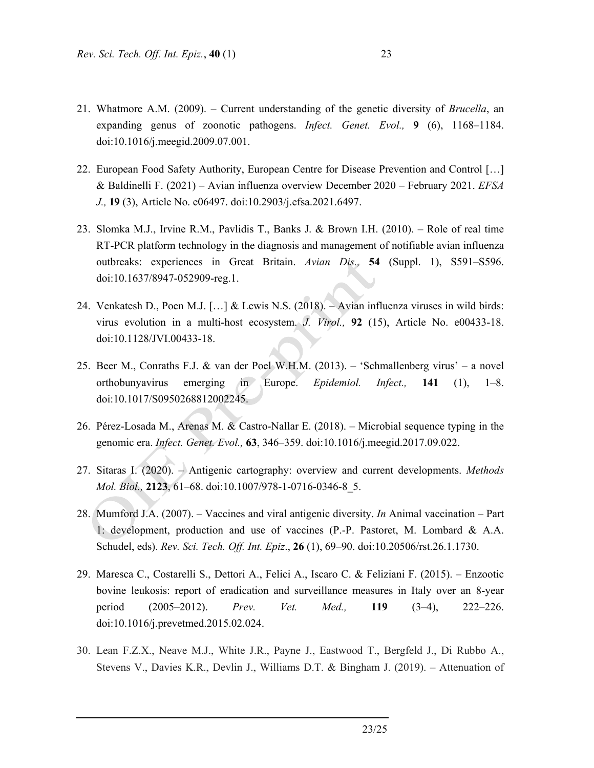21. Whatmore A.M. (2009). – Current understanding of the genetic diversity of *Brucella*, an expanding genus of zoonotic pathogens. *Infect. Genet. Evol.,* **9** (6), 1168–1184. doi:10.1016/j.meegid.2009.07.001.

22. European Food Safety Authority, European Centre for Disease Prevention and Control […] & Baldinelli F. (2021) – Avian influenza overview December 2020 – February 2021. *EFSA J.,* **19** (3), Article No. e06497. doi:10.2903/j.efsa.2021.6497.

23. Slomka M.J., Irvine R.M., Pavlidis T., Banks J. & Brown I.H. (2010). – Role of real time RT-PCR platform technology in the diagnosis and management of notifiable avian influenza outbreaks: experiences in Great Britain. *Avian Dis.,* **54** (Suppl. 1), S591–S596. doi:10.1637/8947-052909-reg.1.

24. Venkatesh D., Poen M.J. […] & Lewis N.S. (2018). – Avian influenza viruses in wild birds: virus evolution in a multi-host ecosystem. *J. Virol.,* **92** (15), Article No. e00433-18. doi:10.1128/JVI.00433-18.

25. Beer M., Conraths F.J. & van der Poel W.H.M. (2013). – 'Schmallenberg virus' – a novel orthobunyavirus emerging in Europe. *Epidemiol. Infect.,* **141** (1), 1–8. doi:10.1017/S0950268812002245.

26. Pérez-Losada M., Arenas M. & Castro-Nallar E. (2018). – Microbial sequence typing in the genomic era. *Infect. Genet. Evol.,* **63**, 346–359. doi:10.1016/j.meegid.2017.09.022.

27. Sitaras I. (2020). – Antigenic cartography: overview and current developments. *Methods Mol. Biol.,* **2123**, 61–68. doi:10.1007/978-1-0716-0346-8_5.

28. Mumford J.A. (2007). – Vaccines and viral antigenic diversity. *In* Animal vaccination – Part 1: development, production and use of vaccines (P.-P. Pastoret, M. Lombard & A.A. Schudel, eds). *Rev. Sci. Tech. Off. Int. Epiz*., **26** (1), 69–90. doi:10.20506/rst.26.1.1730.

29. Maresca C., Costarelli S., Dettori A., Felici A., Iscaro C. & Feliziani F. (2015). – Enzootic bovine leukosis: report of eradication and surveillance measures in Italy over an 8-year period (2005–2012). *Prev. Vet. Med.,* **119** (3–4), 222–226. doi:10.1016/j.prevetmed.2015.02.024.

30. Lean F.Z.X., Neave M.J., White J.R., Payne J., Eastwood T., Bergfeld J., Di Rubbo A., Stevens V., Davies K.R., Devlin J., Williams D.T. & Bingham J. (2019). – Attenuation of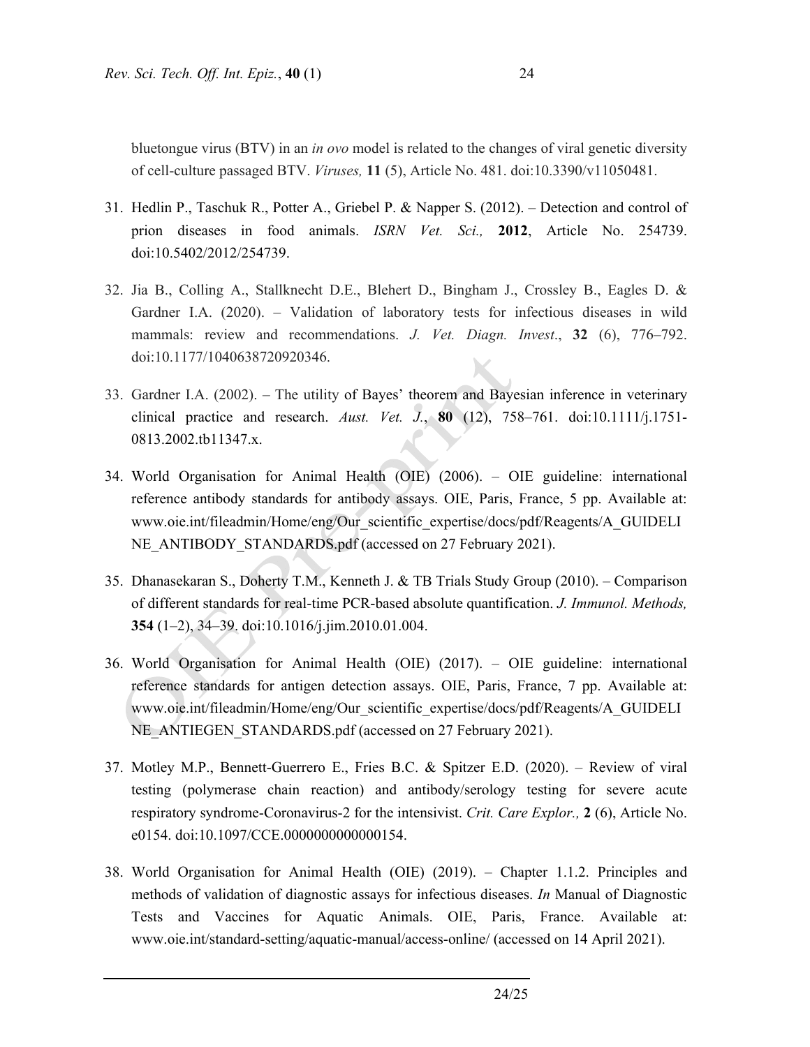bluetongue virus (BTV) in an *in ovo* model is related to the changes of viral genetic diversity of cell-culture passaged BTV. *Viruses,* **11** (5), Article No. 481. doi:10.3390/v11050481.

31. Hedlin P., Taschuk R., Potter A., Griebel P. & Napper S. (2012). – Detection and control of prion diseases in food animals. *ISRN Vet. Sci.,* **2012**, Article No. 254739. doi:10.5402/2012/254739.

32. Jia B., Colling A., Stallknecht D.E., Blehert D., Bingham J., Crossley B., Eagles D. & Gardner I.A. (2020). – Validation of laboratory tests for infectious diseases in wild mammals: review and recommendations. *J. Vet. Diagn. Invest*., **32** (6), 776–792. doi:10.1177/1040638720920346.

33. Gardner I.A. (2002). – The utility of Bayes' theorem and Bayesian inference in veterinary clinical practice and research. *Aust. Vet. J.*, **80** (12), 758–761. doi:10.1111/j.1751-0813.2002.tb11347.x.

34. World Organisation for Animal Health (OIE) (2006). – OIE guideline: international reference antibody standards for antibody assays. OIE, Paris, France, 5 pp. Available at: www.oie.int/fileadmin/Home/eng/Our_scientific_expertise/docs/pdf/Reagents/A_GUIDELINE_ANTIBODY_STANDARDS.pdf (accessed on 27 February 2021).

35. Dhanasekaran S., Doherty T.M., Kenneth J. & TB Trials Study Group (2010). – Comparison of different standards for real-time PCR-based absolute quantification. *J. Immunol. Methods,* **354** (1–2), 34–39. doi:10.1016/j.jim.2010.01.004.

36. World Organisation for Animal Health (OIE) (2017). – OIE guideline: international reference standards for antigen detection assays. OIE, Paris, France, 7 pp. Available at: www.oie.int/fileadmin/Home/eng/Our_scientific_expertise/docs/pdf/Reagents/A_GUIDELINE_ANTIEGEN_STANDARDS.pdf (accessed on 27 February 2021).

37. Motley M.P., Bennett-Guerrero E., Fries B.C. & Spitzer E.D. (2020). – Review of viral testing (polymerase chain reaction) and antibody/serology testing for severe acute respiratory syndrome-Coronavirus-2 for the intensivist. *Crit. Care Explor.,* **2** (6), Article No. e0154. doi:10.1097/CCE.0000000000000154.

38. World Organisation for Animal Health (OIE) (2019). – Chapter 1.1.2. Principles and methods of validation of diagnostic assays for infectious diseases. *In* Manual of Diagnostic Tests and Vaccines for Aquatic Animals. OIE, Paris, France. Available at: www.oie.int/standard-setting/aquatic-manual/access-online/ (accessed on 14 April 2021).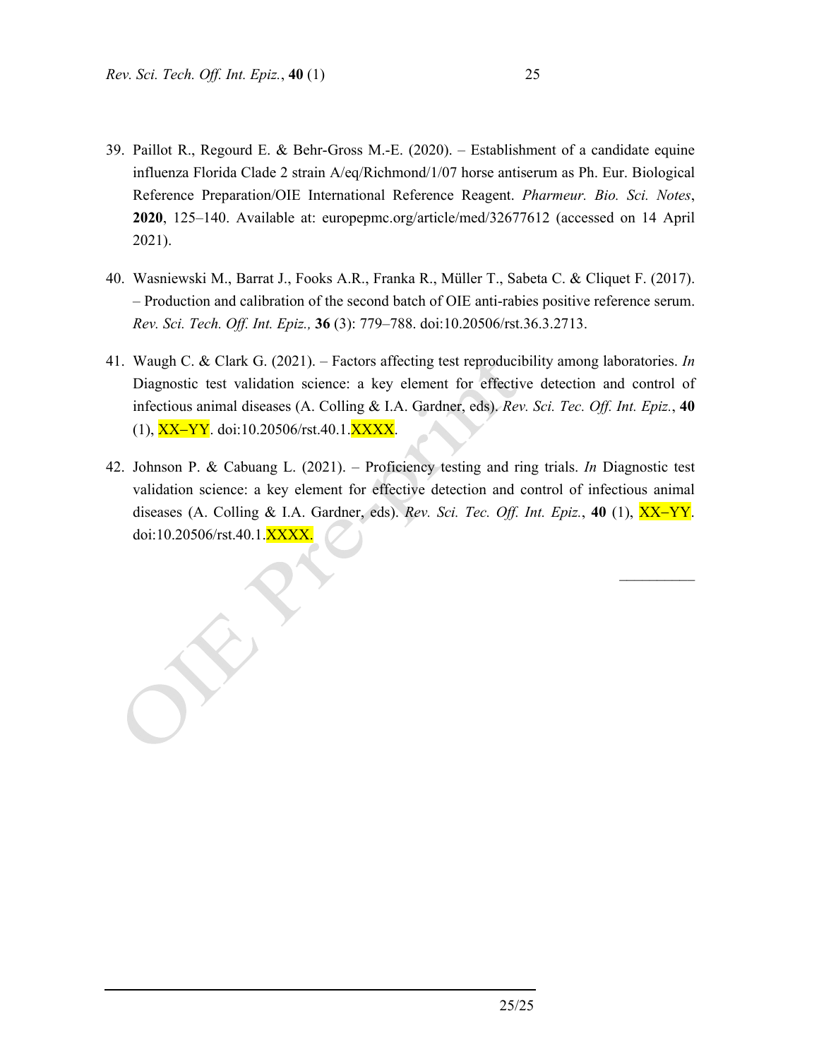39. Paillot R., Regourd E. & Behr-Gross M.-E. (2020). – Establishment of a candidate equine influenza Florida Clade 2 strain A/eq/Richmond/1/07 horse antiserum as Ph. Eur. Biological Reference Preparation/OIE International Reference Reagent. *Pharmeur. Bio. Sci. Notes*, **2020**, 125–140. Available at: europepmc.org/article/med/32677612 (accessed on 14 April 2021).

40. Wasniewski M., Barrat J., Fooks A.R., Franka R., Müller T., Sabeta C. & Cliquet F. (2017). – Production and calibration of the second batch of OIE anti-rabies positive reference serum. *Rev. Sci. Tech. Off. Int. Epiz.,* **36** (3): 779–788. doi:10.20506/rst.36.3.2713.

41. Waugh C. & Clark G. (2021). – Factors affecting test reproducibility among laboratories. *In* Diagnostic test validation science: a key element for effective detection and control of infectious animal diseases (A. Colling & I.A. Gardner, eds). *Rev. Sci. Tec. Off. Int. Epiz.*, **40** (1), XX–YY. doi:10.20506/rst.40.1.XXXX.

42. Johnson P. & Cabuang L. (2021). – Proficiency testing and ring trials. *In* Diagnostic test validation science: a key element for effective detection and control of infectious animal diseases (A. Colling & I.A. Gardner, eds). *Rev. Sci. Tec. Off. Int. Epiz.*, **40** (1), XX–YY. doi:10.20506/rst.40.1.XXXX.

__________